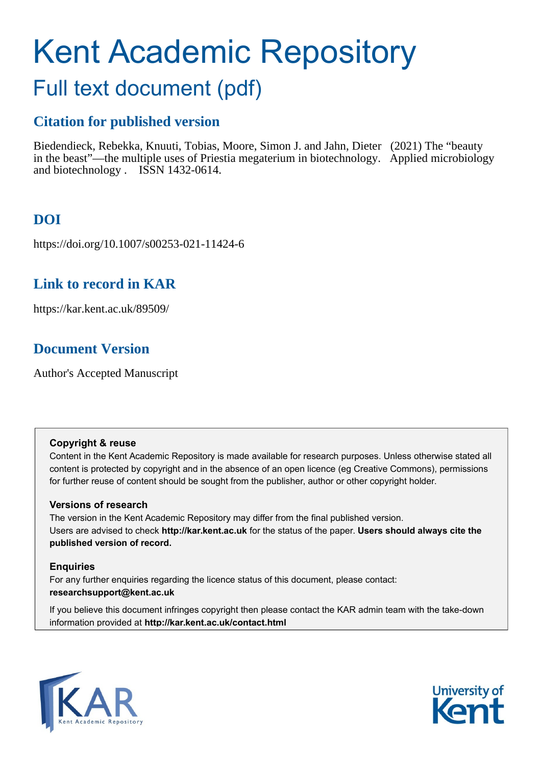# Kent Academic Repository

## Full text document (pdf)

### Citation for published version

Biedendieck, Rebekka, Knuuti, Tobias, Moore, Simon J. and Jahn, Dieter (2021) The "beauty in the beast"—the multiple uses of Priestia megaterium in biotechnology. Applied microbiology and biotechnology . ISSN 1432-0614.

### DOI

https://doi.org/10.1007/s00253-021-11424-6

### Link to record in KAR

https://kar.kent.ac.uk/89509/

### Document Version

Author's Accepted Manuscript

**Copyright & reuse**

Content in the Kent Academic Repository is made available for research purposes. Unless otherwise stated all content is protected by copyright and in the absence of an open licence (eg Creative Commons), permissions for further reuse of content should be sought from the publisher, author or other copyright holder.

**Versions of research**

The version in the Kent Academic Repository may differ from the final published version. Users are advised to check **http://kar.kent.ac.uk** for the status of the paper. **Users should always cite the published version of record.**

**Enquiries**

For any further enquiries regarding the licence status of this document, please contact: **researchsupport@kent.ac.uk**

If you believe this document infringes copyright then please contact the KAR admin team with the take-down information provided at **http://kar.kent.ac.uk/contact.html**

KAR Kent Academic Repository

University of Kent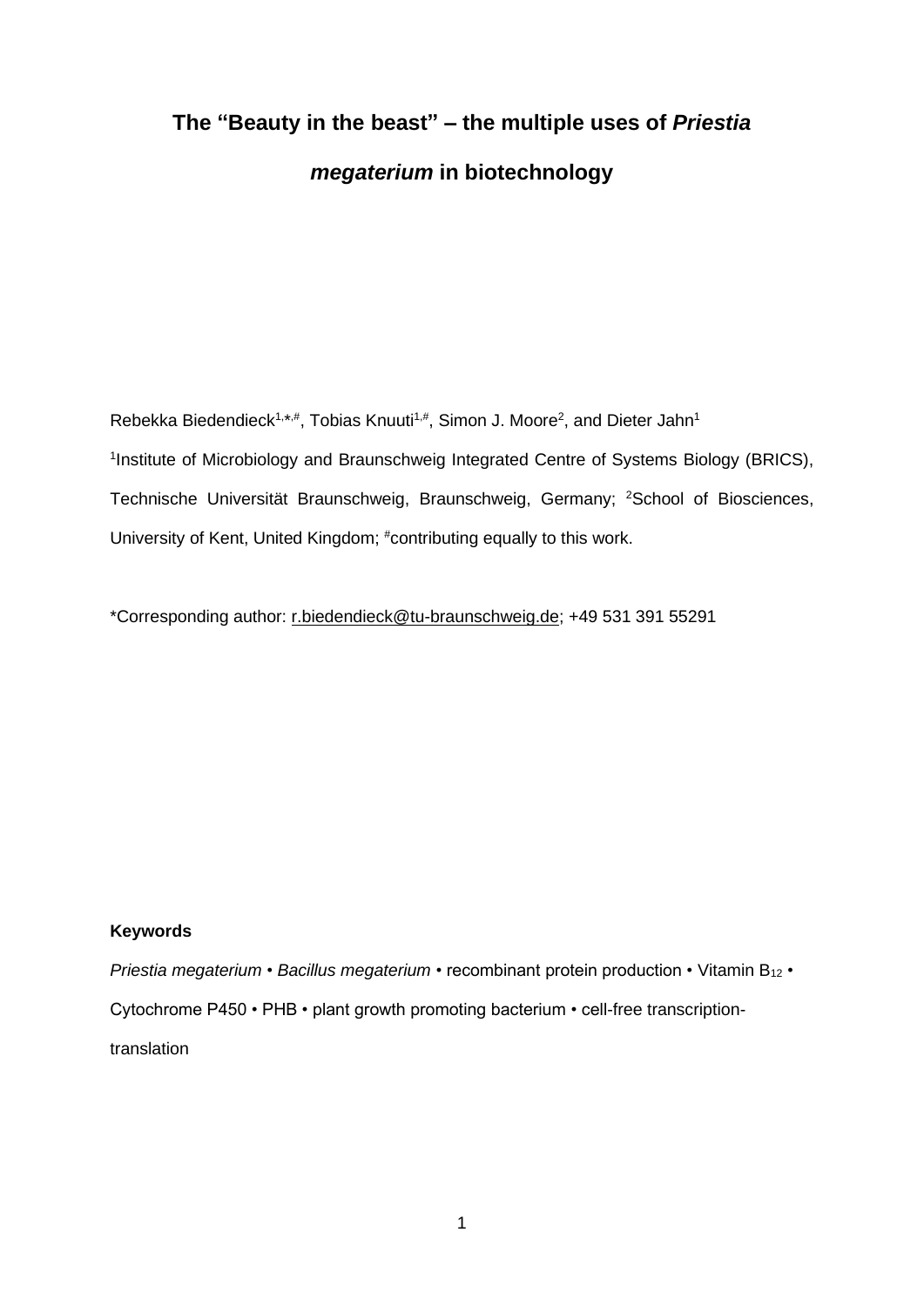# The "Beauty in the beast" – the multiple uses of *Priestia megaterium* in biotechnology

Rebekka Biedendieck[1,*,#], Tobias Knuuti[1,#], Simon J. Moore[2], and Dieter Jahn[1]

[1]Institute of Microbiology and Braunschweig Integrated Centre of Systems Biology (BRICS), Technische Universität Braunschweig, Braunschweig, Germany; [2]School of Biosciences, University of Kent, United Kingdom; [#]contributing equally to this work.

*Corresponding author: r.biedendieck@tu-braunschweig.de; +49 531 391 55291

**Keywords**

*Priestia megaterium* • *Bacillus megaterium* • recombinant protein production • Vitamin $B_{12}$ • Cytochrome P450 • PHB • plant growth promoting bacterium • cell-free transcription-translation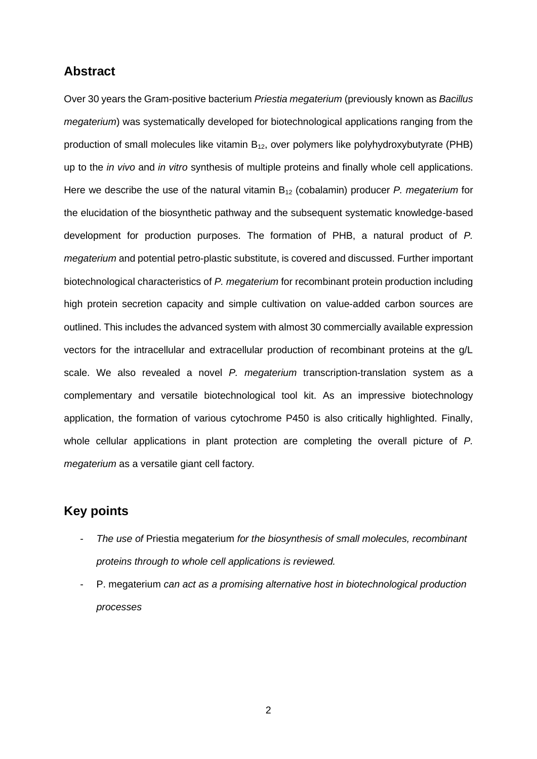## Abstract

Over 30 years the Gram-positive bacterium *Priestia megaterium* (previously known as *Bacillus megaterium*) was systematically developed for biotechnological applications ranging from the production of small molecules like vitamin $B_{12}$, over polymers like polyhydroxybutyrate (PHB) up to the *in vivo* and *in vitro* synthesis of multiple proteins and finally whole cell applications. Here we describe the use of the natural vitamin $B_{12}$ (cobalamin) producer *P. megaterium* for the elucidation of the biosynthetic pathway and the subsequent systematic knowledge-based development for production purposes. The formation of PHB, a natural product of *P. megaterium* and potential petro-plastic substitute, is covered and discussed. Further important biotechnological characteristics of *P. megaterium* for recombinant protein production including high protein secretion capacity and simple cultivation on value-added carbon sources are outlined. This includes the advanced system with almost 30 commercially available expression vectors for the intracellular and extracellular production of recombinant proteins at the g/L scale. We also revealed a novel *P. megaterium* transcription-translation system as a complementary and versatile biotechnological tool kit. As an impressive biotechnology application, the formation of various cytochrome P450 is also critically highlighted. Finally, whole cellular applications in plant protection are completing the overall picture of *P. megaterium* as a versatile giant cell factory.

## Key points

- *The use of* Priestia megaterium *for the biosynthesis of small molecules, recombinant proteins through to whole cell applications is reviewed.*
- P. megaterium *can act as a promising alternative host in biotechnological production processes*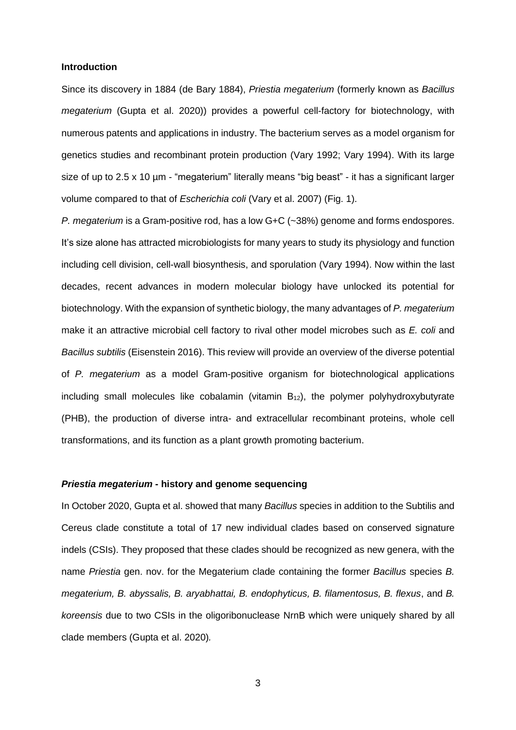## Introduction

Since its discovery in 1884 (de Bary 1884), *Priestia megaterium* (formerly known as *Bacillus megaterium* (Gupta et al. 2020)) provides a powerful cell-factory for biotechnology, with numerous patents and applications in industry. The bacterium serves as a model organism for genetics studies and recombinant protein production (Vary 1992; Vary 1994). With its large size of up to 2.5 x 10 µm - "megaterium" literally means "big beast" - it has a significant larger volume compared to that of *Escherichia coli* (Vary et al. 2007) (Fig. 1).

*P. megaterium* is a Gram-positive rod, has a low G+C (~38%) genome and forms endospores. It's size alone has attracted microbiologists for many years to study its physiology and function including cell division, cell-wall biosynthesis, and sporulation (Vary 1994). Now within the last decades, recent advances in modern molecular biology have unlocked its potential for biotechnology. With the expansion of synthetic biology, the many advantages of *P. megaterium* make it an attractive microbial cell factory to rival other model microbes such as *E. coli* and *Bacillus subtilis* (Eisenstein 2016). This review will provide an overview of the diverse potential of *P. megaterium* as a model Gram-positive organism for biotechnological applications including small molecules like cobalamin (vitamin $B_{12}$), the polymer polyhydroxybutyrate (PHB), the production of diverse intra- and extracellular recombinant proteins, whole cell transformations, and its function as a plant growth promoting bacterium.

## *Priestia megaterium* - history and genome sequencing

In October 2020, Gupta et al. showed that many *Bacillus* species in addition to the Subtilis and Cereus clade constitute a total of 17 new individual clades based on conserved signature indels (CSIs). They proposed that these clades should be recognized as new genera, with the name *Priestia* gen. nov. for the Megaterium clade containing the former *Bacillus* species *B. megaterium, B. abyssalis, B. aryabhattai, B. endophyticus, B. filamentosus, B. flexus*, and *B. koreensis* due to two CSIs in the oligoribonuclease NrnB which were uniquely shared by all clade members (Gupta et al. 2020).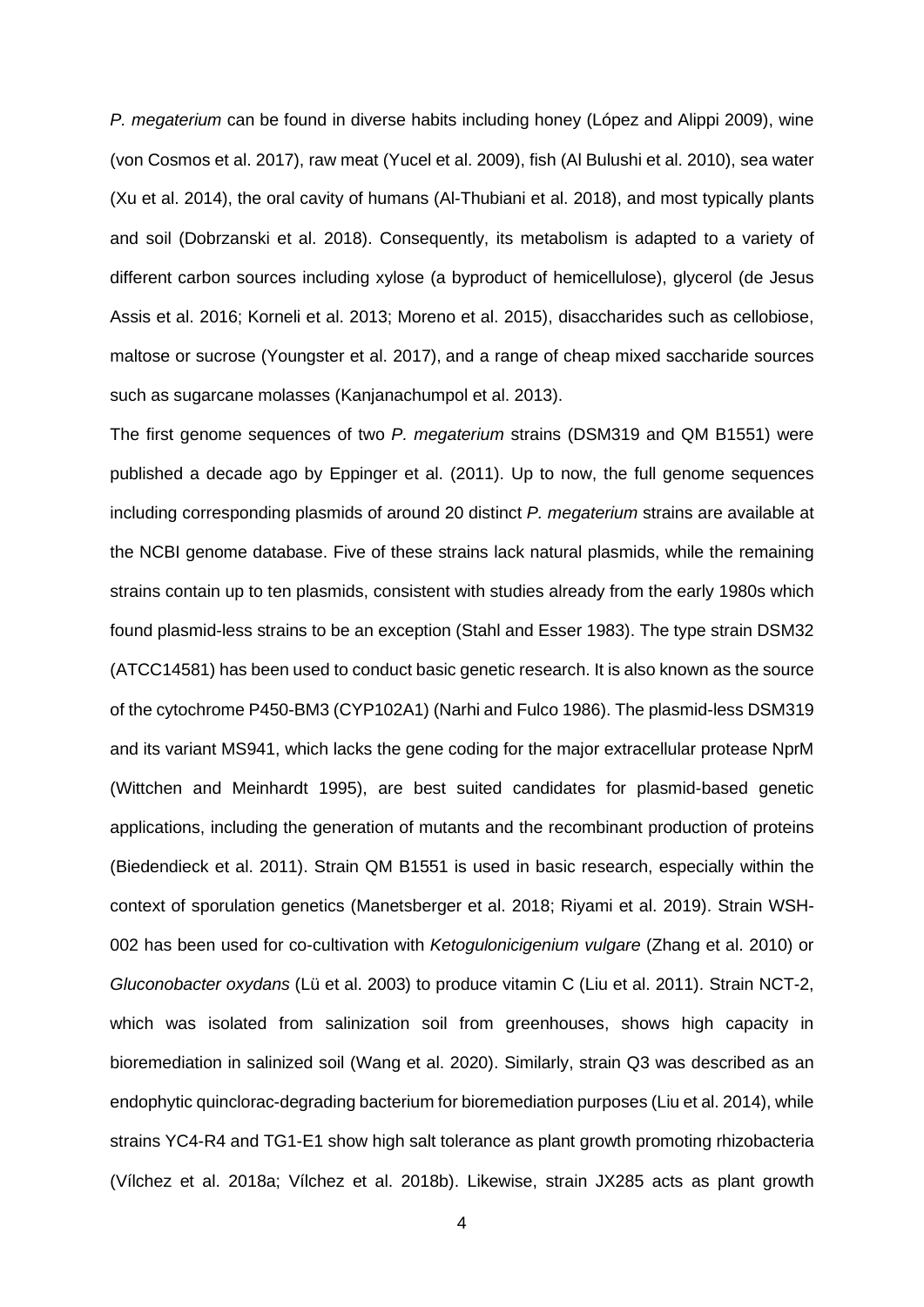*P. megaterium* can be found in diverse habits including honey (López and Alippi 2009), wine (von Cosmos et al. 2017), raw meat (Yucel et al. 2009), fish (Al Bulushi et al. 2010), sea water (Xu et al. 2014), the oral cavity of humans (Al-Thubiani et al. 2018), and most typically plants and soil (Dobrzanski et al. 2018). Consequently, its metabolism is adapted to a variety of different carbon sources including xylose (a byproduct of hemicellulose), glycerol (de Jesus Assis et al. 2016; Korneli et al. 2013; Moreno et al. 2015), disaccharides such as cellobiose, maltose or sucrose (Youngster et al. 2017), and a range of cheap mixed saccharide sources such as sugarcane molasses (Kanjanachumpol et al. 2013).

The first genome sequences of two *P. megaterium* strains (DSM319 and QM B1551) were published a decade ago by Eppinger et al. (2011). Up to now, the full genome sequences including corresponding plasmids of around 20 distinct *P. megaterium* strains are available at the NCBI genome database. Five of these strains lack natural plasmids, while the remaining strains contain up to ten plasmids, consistent with studies already from the early 1980s which found plasmid-less strains to be an exception (Stahl and Esser 1983). The type strain DSM32 (ATCC14581) has been used to conduct basic genetic research. It is also known as the source of the cytochrome P450-BM3 (CYP102A1) (Narhi and Fulco 1986). The plasmid-less DSM319 and its variant MS941, which lacks the gene coding for the major extracellular protease NprM (Wittchen and Meinhardt 1995), are best suited candidates for plasmid-based genetic applications, including the generation of mutants and the recombinant production of proteins (Biedendieck et al. 2011). Strain QM B1551 is used in basic research, especially within the context of sporulation genetics (Manetsberger et al. 2018; Riyami et al. 2019). Strain WSH-002 has been used for co-cultivation with *Ketogulonicigenium vulgare* (Zhang et al. 2010) or *Gluconobacter oxydans* (Lü et al. 2003) to produce vitamin C (Liu et al. 2011). Strain NCT-2, which was isolated from salinization soil from greenhouses, shows high capacity in bioremediation in salinized soil (Wang et al. 2020). Similarly, strain Q3 was described as an endophytic quinclorac-degrading bacterium for bioremediation purposes (Liu et al. 2014), while strains YC4-R4 and TG1-E1 show high salt tolerance as plant growth promoting rhizobacteria (Vílchez et al. 2018a; Vílchez et al. 2018b). Likewise, strain JX285 acts as plant growth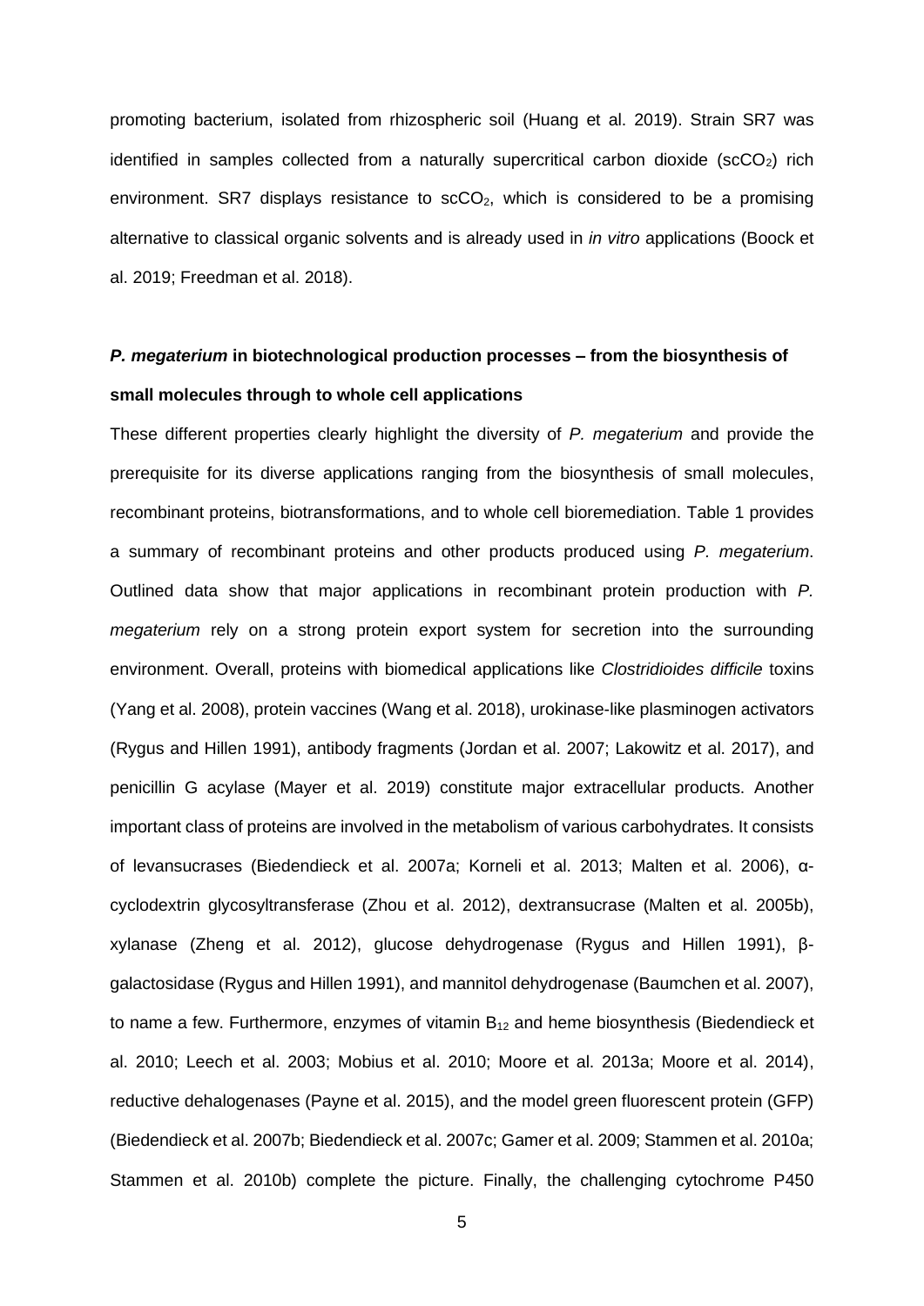promoting bacterium, isolated from rhizospheric soil (Huang et al. 2019). Strain SR7 was identified in samples collected from a naturally supercritical carbon dioxide ($scCO_2$) rich environment. SR7 displays resistance to $scCO_2$, which is considered to be a promising alternative to classical organic solvents and is already used in *in vitro* applications (Boock et al. 2019; Freedman et al. 2018).

## *P. megaterium* in biotechnological production processes – from the biosynthesis of small molecules through to whole cell applications

These different properties clearly highlight the diversity of *P. megaterium* and provide the prerequisite for its diverse applications ranging from the biosynthesis of small molecules, recombinant proteins, biotransformations, and to whole cell bioremediation. Table 1 provides a summary of recombinant proteins and other products produced using *P. megaterium*. Outlined data show that major applications in recombinant protein production with *P. megaterium* rely on a strong protein export system for secretion into the surrounding environment. Overall, proteins with biomedical applications like *Clostridioides difficile* toxins (Yang et al. 2008), protein vaccines (Wang et al. 2018), urokinase-like plasminogen activators (Rygus and Hillen 1991), antibody fragments (Jordan et al. 2007; Lakowitz et al. 2017), and penicillin G acylase (Mayer et al. 2019) constitute major extracellular products. Another important class of proteins are involved in the metabolism of various carbohydrates. It consists of levansucrases (Biedendieck et al. 2007a; Korneli et al. 2013; Malten et al. 2006), α-cyclodextrin glycosyltransferase (Zhou et al. 2012), dextransucrase (Malten et al. 2005b), xylanase (Zheng et al. 2012), glucose dehydrogenase (Rygus and Hillen 1991), β-galactosidase (Rygus and Hillen 1991), and mannitol dehydrogenase (Baumchen et al. 2007), to name a few. Furthermore, enzymes of vitamin $B_{12}$ and heme biosynthesis (Biedendieck et al. 2010; Leech et al. 2003; Mobius et al. 2010; Moore et al. 2013a; Moore et al. 2014), reductive dehalogenases (Payne et al. 2015), and the model green fluorescent protein (GFP) (Biedendieck et al. 2007b; Biedendieck et al. 2007c; Gamer et al. 2009; Stammen et al. 2010a; Stammen et al. 2010b) complete the picture. Finally, the challenging cytochrome P450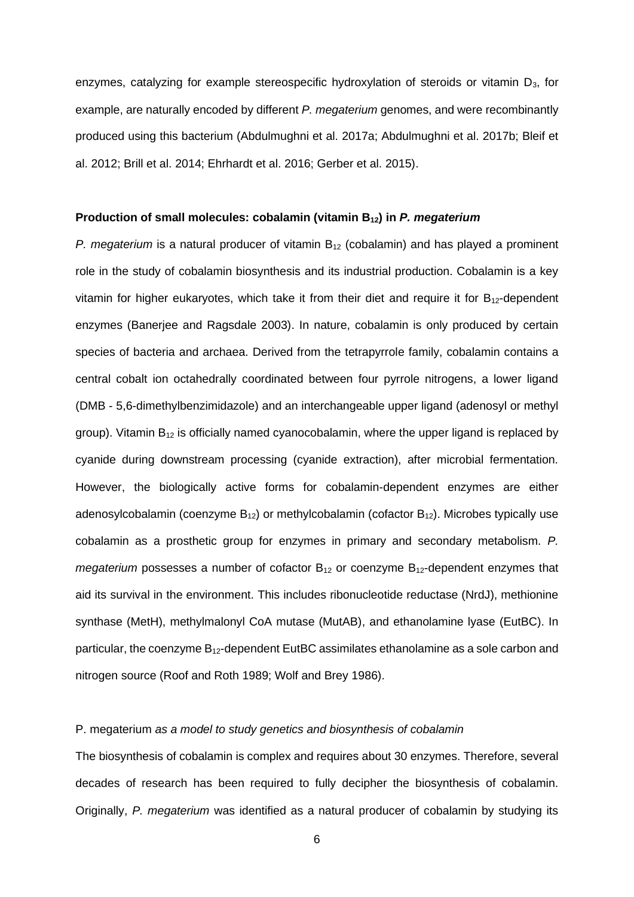enzymes, catalyzing for example stereospecific hydroxylation of steroids or vitamin $D_3$, for example, are naturally encoded by different *P. megaterium* genomes, and were recombinantly produced using this bacterium (Abdulmughni et al. 2017a; Abdulmughni et al. 2017b; Bleif et al. 2012; Brill et al. 2014; Ehrhardt et al. 2016; Gerber et al. 2015).

**Production of small molecules: cobalamin (vitamin $B_{12}$) in *P. megaterium***

*P. megaterium* is a natural producer of vitamin $B_{12}$ (cobalamin) and has played a prominent role in the study of cobalamin biosynthesis and its industrial production. Cobalamin is a key vitamin for higher eukaryotes, which take it from their diet and require it for $B_{12}$-dependent enzymes (Banerjee and Ragsdale 2003). In nature, cobalamin is only produced by certain species of bacteria and archaea. Derived from the tetrapyrrole family, cobalamin contains a central cobalt ion octahedrally coordinated between four pyrrole nitrogens, a lower ligand (DMB - 5,6-dimethylbenzimidazole) and an interchangeable upper ligand (adenosyl or methyl group). Vitamin $B_{12}$ is officially named cyanocobalamin, where the upper ligand is replaced by cyanide during downstream processing (cyanide extraction), after microbial fermentation. However, the biologically active forms for cobalamin-dependent enzymes are either adenosylcobalamin (coenzyme $B_{12}$) or methylcobalamin (cofactor $B_{12}$). Microbes typically use cobalamin as a prosthetic group for enzymes in primary and secondary metabolism. *P. megaterium* possesses a number of cofactor $B_{12}$ or coenzyme $B_{12}$-dependent enzymes that aid its survival in the environment. This includes ribonucleotide reductase (NrdJ), methionine synthase (MetH), methylmalonyl CoA mutase (MutAB), and ethanolamine lyase (EutBC). In particular, the coenzyme $B_{12}$-dependent EutBC assimilates ethanolamine as a sole carbon and nitrogen source (Roof and Roth 1989; Wolf and Brey 1986).

P. megaterium *as a model to study genetics and biosynthesis of cobalamin*

The biosynthesis of cobalamin is complex and requires about 30 enzymes. Therefore, several decades of research has been required to fully decipher the biosynthesis of cobalamin. Originally, *P. megaterium* was identified as a natural producer of cobalamin by studying its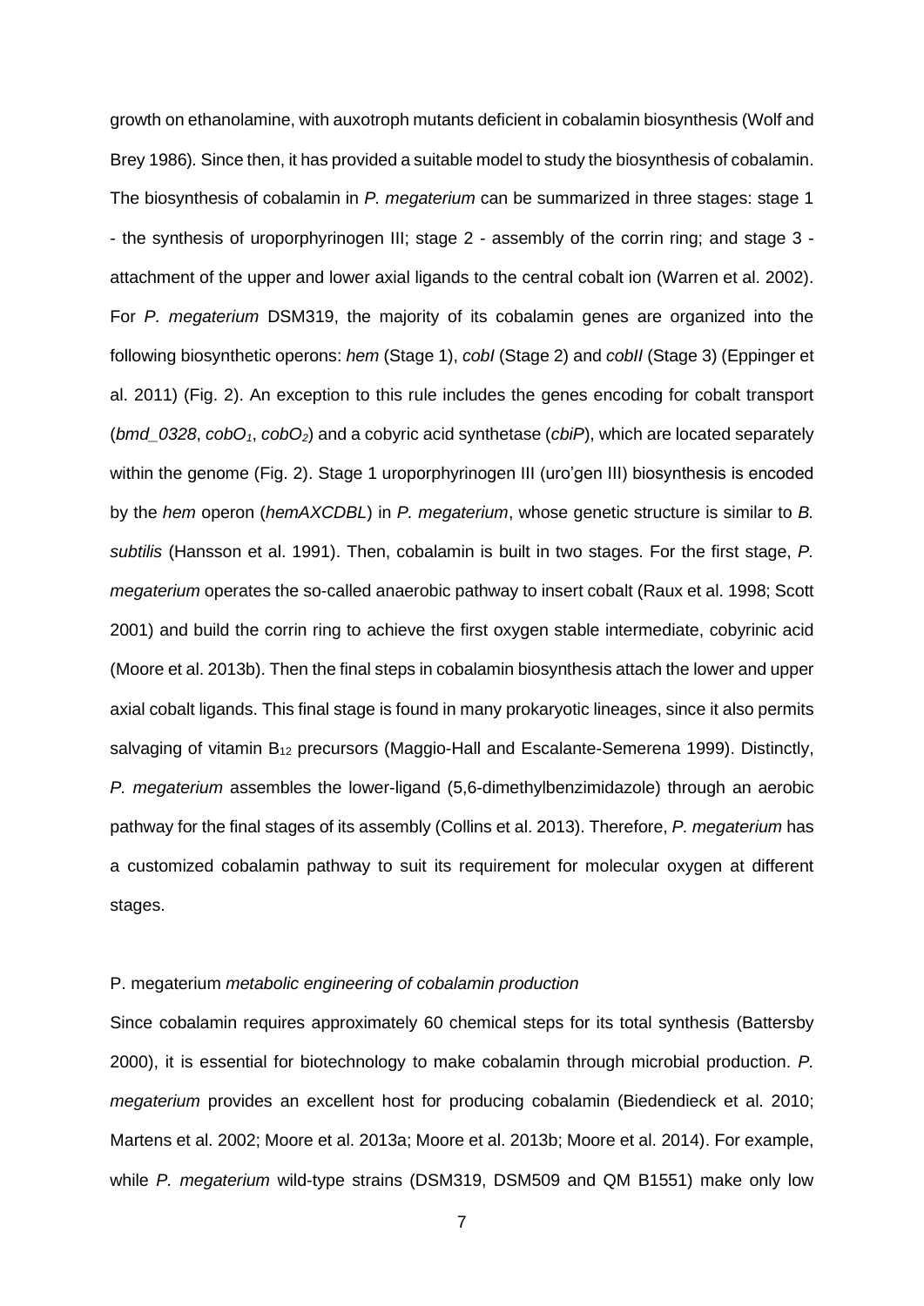growth on ethanolamine, with auxotroph mutants deficient in cobalamin biosynthesis (Wolf and Brey 1986). Since then, it has provided a suitable model to study the biosynthesis of cobalamin. The biosynthesis of cobalamin in *P. megaterium* can be summarized in three stages: stage 1 - the synthesis of uroporphyrinogen III; stage 2 - assembly of the corrin ring; and stage 3 - attachment of the upper and lower axial ligands to the central cobalt ion (Warren et al. 2002). For *P. megaterium* DSM319, the majority of its cobalamin genes are organized into the following biosynthetic operons: *hem* (Stage 1), *cobI* (Stage 2) and *cobII* (Stage 3) (Eppinger et al. 2011) (Fig. 2). An exception to this rule includes the genes encoding for cobalt transport (*bmd_0328*, *cobO*$_1$, *cobO*$_2$) and a cobyric acid synthetase (*cbiP*), which are located separately within the genome (Fig. 2). Stage 1 uroporphyrinogen III (uro'gen III) biosynthesis is encoded by the *hem* operon (*hemAXCDBL*) in *P. megaterium*, whose genetic structure is similar to *B. subtilis* (Hansson et al. 1991). Then, cobalamin is built in two stages. For the first stage, *P. megaterium* operates the so-called anaerobic pathway to insert cobalt (Raux et al. 1998; Scott 2001) and build the corrin ring to achieve the first oxygen stable intermediate, cobyrinic acid (Moore et al. 2013b). Then the final steps in cobalamin biosynthesis attach the lower and upper axial cobalt ligands. This final stage is found in many prokaryotic lineages, since it also permits salvaging of vitamin $B_{12}$ precursors (Maggio-Hall and Escalante-Semerena 1999). Distinctly, *P. megaterium* assembles the lower-ligand (5,6-dimethylbenzimidazole) through an aerobic pathway for the final stages of its assembly (Collins et al. 2013). Therefore, *P. megaterium* has a customized cobalamin pathway to suit its requirement for molecular oxygen at different stages.

### P. megaterium *metabolic engineering of cobalamin production*

Since cobalamin requires approximately 60 chemical steps for its total synthesis (Battersby 2000), it is essential for biotechnology to make cobalamin through microbial production. *P. megaterium* provides an excellent host for producing cobalamin (Biedendieck et al. 2010; Martens et al. 2002; Moore et al. 2013a; Moore et al. 2013b; Moore et al. 2014). For example, while *P. megaterium* wild-type strains (DSM319, DSM509 and QM B1551) make only low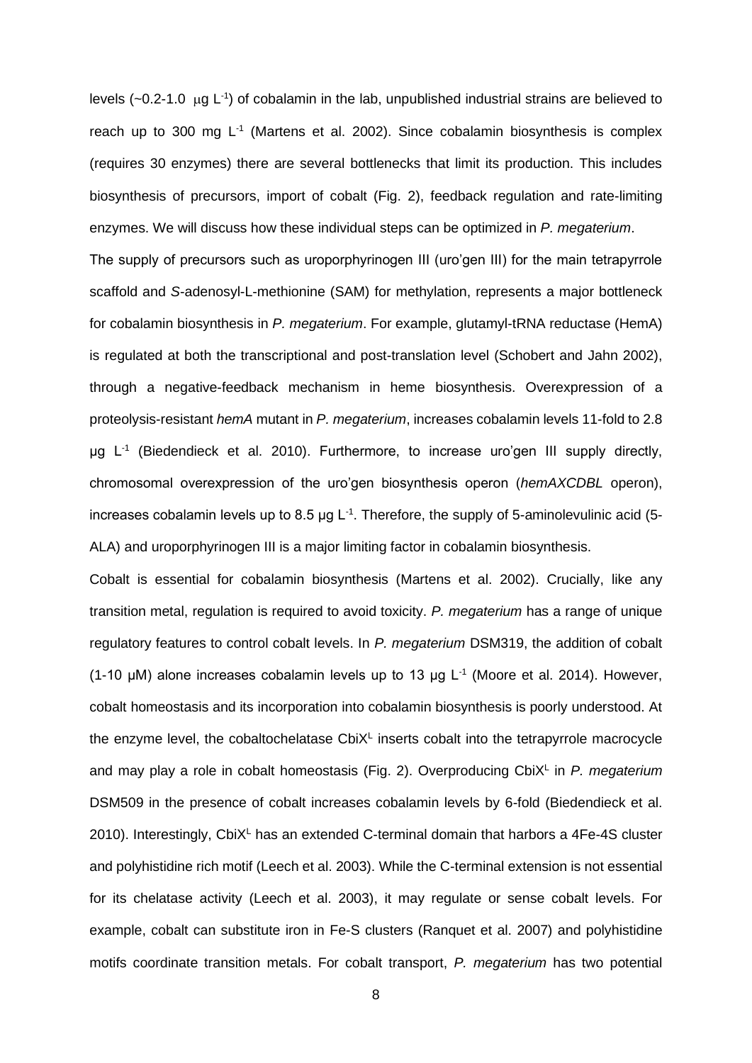levels (~0.2-1.0 μg $L^{-1}$) of cobalamin in the lab, unpublished industrial strains are believed to reach up to 300 mg $L^{-1}$ (Martens et al. 2002). Since cobalamin biosynthesis is complex (requires 30 enzymes) there are several bottlenecks that limit its production. This includes biosynthesis of precursors, import of cobalt (Fig. 2), feedback regulation and rate-limiting enzymes. We will discuss how these individual steps can be optimized in *P. megaterium*.

The supply of precursors such as uroporphyrinogen III (uro'gen III) for the main tetrapyrrole scaffold and *S*-adenosyl-L-methionine (SAM) for methylation, represents a major bottleneck for cobalamin biosynthesis in *P. megaterium*. For example, glutamyl-tRNA reductase (HemA) is regulated at both the transcriptional and post-translation level (Schobert and Jahn 2002), through a negative-feedback mechanism in heme biosynthesis. Overexpression of a proteolysis-resistant *hemA* mutant in *P. megaterium*, increases cobalamin levels 11-fold to 2.8 μg $L^{-1}$ (Biedendieck et al. 2010). Furthermore, to increase uro'gen III supply directly, chromosomal overexpression of the uro'gen biosynthesis operon (*hemAXCDBL* operon), increases cobalamin levels up to 8.5 μg $L^{-1}$. Therefore, the supply of 5-aminolevulinic acid (5-ALA) and uroporphyrinogen III is a major limiting factor in cobalamin biosynthesis.

Cobalt is essential for cobalamin biosynthesis (Martens et al. 2002). Crucially, like any transition metal, regulation is required to avoid toxicity. *P. megaterium* has a range of unique regulatory features to control cobalt levels. In *P. megaterium* DSM319, the addition of cobalt (1-10 μM) alone increases cobalamin levels up to 13 μg $L^{-1}$ (Moore et al. 2014). However, cobalt homeostasis and its incorporation into cobalamin biosynthesis is poorly understood. At the enzyme level, the cobaltochelatase $CbiX^{L}$ inserts cobalt into the tetrapyrrole macrocycle and may play a role in cobalt homeostasis (Fig. 2). Overproducing $CbiX^{L}$ in *P. megaterium* DSM509 in the presence of cobalt increases cobalamin levels by 6-fold (Biedendieck et al. 2010). Interestingly, $CbiX^{L}$ has an extended C-terminal domain that harbors a 4Fe-4S cluster and polyhistidine rich motif (Leech et al. 2003). While the C-terminal extension is not essential for its chelatase activity (Leech et al. 2003), it may regulate or sense cobalt levels. For example, cobalt can substitute iron in Fe-S clusters (Ranquet et al. 2007) and polyhistidine motifs coordinate transition metals. For cobalt transport, *P. megaterium* has two potential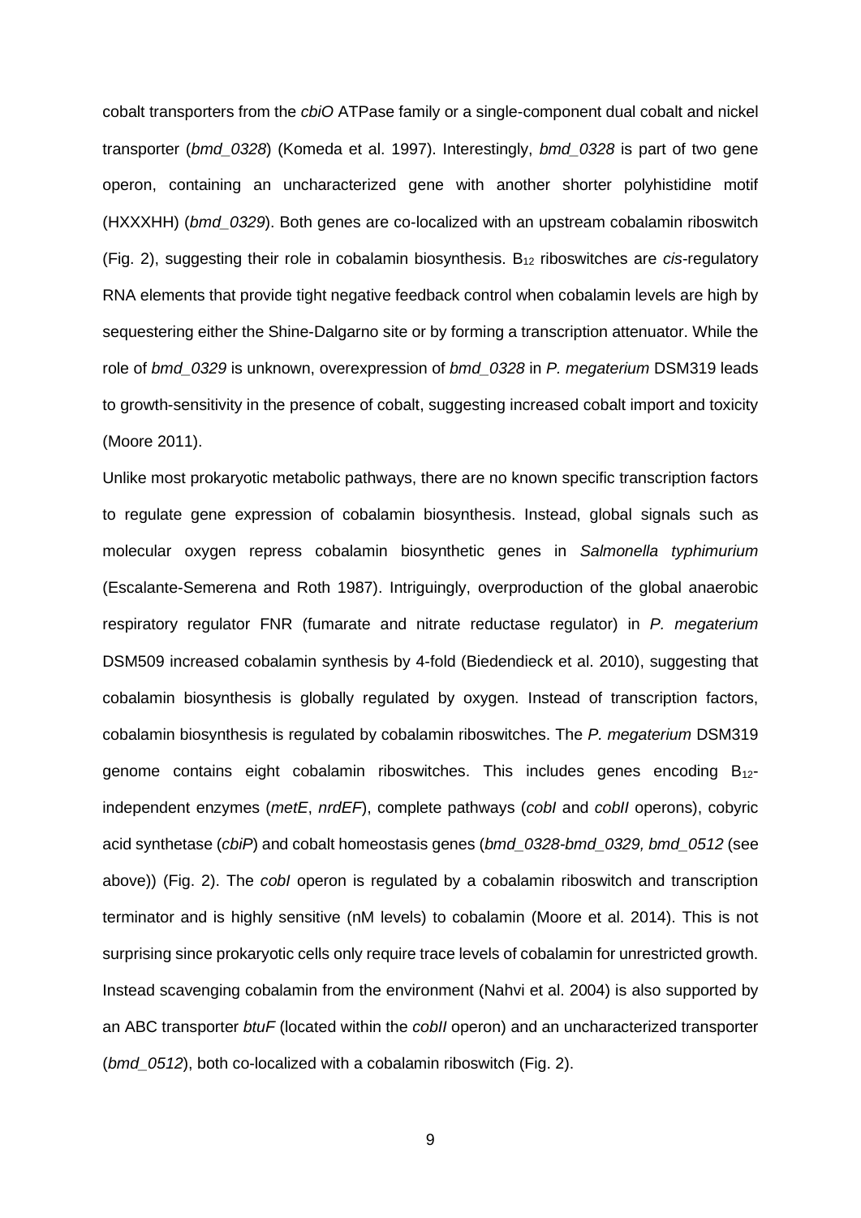cobalt transporters from the *cbiO* ATPase family or a single-component dual cobalt and nickel transporter (*bmd_0328*) (Komeda et al. 1997). Interestingly, *bmd_0328* is part of two gene operon, containing an uncharacterized gene with another shorter polyhistidine motif (HXXXHH) (*bmd_0329*). Both genes are co-localized with an upstream cobalamin riboswitch (Fig. 2), suggesting their role in cobalamin biosynthesis. $B_{12}$ riboswitches are *cis*-regulatory RNA elements that provide tight negative feedback control when cobalamin levels are high by sequestering either the Shine-Dalgarno site or by forming a transcription attenuator. While the role of *bmd_0329* is unknown, overexpression of *bmd_0328* in *P. megaterium* DSM319 leads to growth-sensitivity in the presence of cobalt, suggesting increased cobalt import and toxicity (Moore 2011).

Unlike most prokaryotic metabolic pathways, there are no known specific transcription factors to regulate gene expression of cobalamin biosynthesis. Instead, global signals such as molecular oxygen repress cobalamin biosynthetic genes in *Salmonella typhimurium* (Escalante-Semerena and Roth 1987). Intriguingly, overproduction of the global anaerobic respiratory regulator FNR (fumarate and nitrate reductase regulator) in *P. megaterium* DSM509 increased cobalamin synthesis by 4-fold (Biedendieck et al. 2010), suggesting that cobalamin biosynthesis is globally regulated by oxygen. Instead of transcription factors, cobalamin biosynthesis is regulated by cobalamin riboswitches. The *P. megaterium* DSM319 genome contains eight cobalamin riboswitches. This includes genes encoding $B_{12}$-independent enzymes (*metE*, *nrdEF*), complete pathways (*cobI* and *cobII* operons), cobyric acid synthetase (*cbiP*) and cobalt homeostasis genes (*bmd_0328-bmd_0329, bmd_0512* (see above)) (Fig. 2). The *cobI* operon is regulated by a cobalamin riboswitch and transcription terminator and is highly sensitive (nM levels) to cobalamin (Moore et al. 2014). This is not surprising since prokaryotic cells only require trace levels of cobalamin for unrestricted growth. Instead scavenging cobalamin from the environment (Nahvi et al. 2004) is also supported by an ABC transporter *btuF* (located within the *cobII* operon) and an uncharacterized transporter (*bmd_0512*), both co-localized with a cobalamin riboswitch (Fig. 2).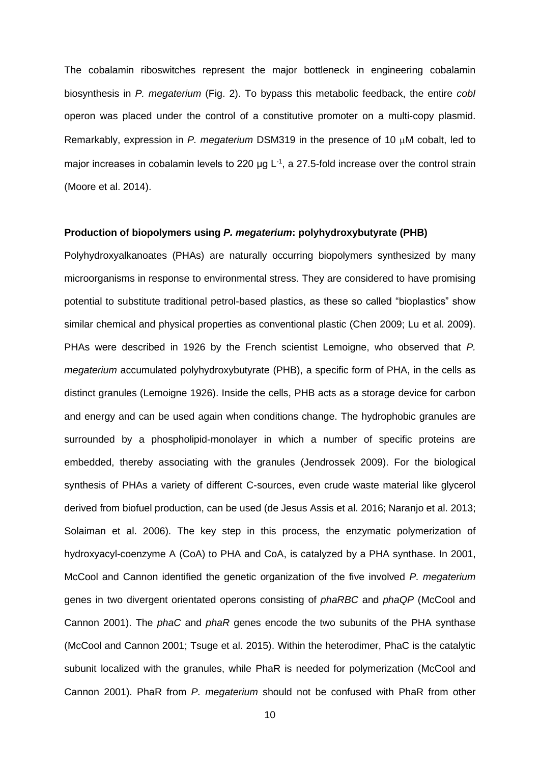The cobalamin riboswitches represent the major bottleneck in engineering cobalamin biosynthesis in *P. megaterium* (Fig. 2). To bypass this metabolic feedback, the entire *cobI* operon was placed under the control of a constitutive promoter on a multi-copy plasmid. Remarkably, expression in *P. megaterium* DSM319 in the presence of 10 μM cobalt, led to major increases in cobalamin levels to 220 μg $L^{-1}$, a 27.5-fold increase over the control strain (Moore et al. 2014).

**Production of biopolymers using *P. megaterium*: polyhydroxybutyrate (PHB)**

Polyhydroxyalkanoates (PHAs) are naturally occurring biopolymers synthesized by many microorganisms in response to environmental stress. They are considered to have promising potential to substitute traditional petrol-based plastics, as these so called "bioplastics" show similar chemical and physical properties as conventional plastic (Chen 2009; Lu et al. 2009). PHAs were described in 1926 by the French scientist Lemoigne, who observed that *P. megaterium* accumulated polyhydroxybutyrate (PHB), a specific form of PHA, in the cells as distinct granules (Lemoigne 1926). Inside the cells, PHB acts as a storage device for carbon and energy and can be used again when conditions change. The hydrophobic granules are surrounded by a phospholipid-monolayer in which a number of specific proteins are embedded, thereby associating with the granules (Jendrossek 2009). For the biological synthesis of PHAs a variety of different C-sources, even crude waste material like glycerol derived from biofuel production, can be used (de Jesus Assis et al. 2016; Naranjo et al. 2013; Solaiman et al. 2006). The key step in this process, the enzymatic polymerization of hydroxyacyl-coenzyme A (CoA) to PHA and CoA, is catalyzed by a PHA synthase. In 2001, McCool and Cannon identified the genetic organization of the five involved *P. megaterium* genes in two divergent orientated operons consisting of *phaRBC* and *phaQP* (McCool and Cannon 2001). The *phaC* and *phaR* genes encode the two subunits of the PHA synthase (McCool and Cannon 2001; Tsuge et al. 2015). Within the heterodimer, PhaC is the catalytic subunit localized with the granules, while PhaR is needed for polymerization (McCool and Cannon 2001). PhaR from *P. megaterium* should not be confused with PhaR from other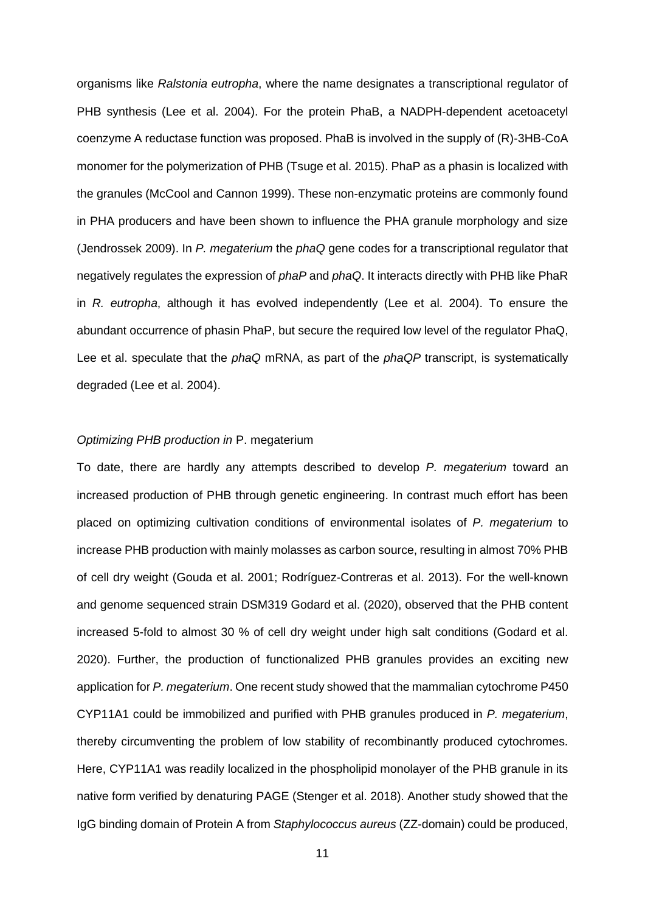organisms like *Ralstonia eutropha*, where the name designates a transcriptional regulator of PHB synthesis (Lee et al. 2004). For the protein PhaB, a NADPH-dependent acetoacetyl coenzyme A reductase function was proposed. PhaB is involved in the supply of (R)-3HB-CoA monomer for the polymerization of PHB (Tsuge et al. 2015). PhaP as a phasin is localized with the granules (McCool and Cannon 1999). These non-enzymatic proteins are commonly found in PHA producers and have been shown to influence the PHA granule morphology and size (Jendrossek 2009). In *P. megaterium* the *phaQ* gene codes for a transcriptional regulator that negatively regulates the expression of *phaP* and *phaQ*. It interacts directly with PHB like PhaR in *R. eutropha*, although it has evolved independently (Lee et al. 2004). To ensure the abundant occurrence of phasin PhaP, but secure the required low level of the regulator PhaQ, Lee et al. speculate that the *phaQ* mRNA, as part of the *phaQP* transcript, is systematically degraded (Lee et al. 2004).

### *Optimizing PHB production in* P. megaterium

To date, there are hardly any attempts described to develop *P. megaterium* toward an increased production of PHB through genetic engineering. In contrast much effort has been placed on optimizing cultivation conditions of environmental isolates of *P. megaterium* to increase PHB production with mainly molasses as carbon source, resulting in almost 70% PHB of cell dry weight (Gouda et al. 2001; Rodríguez-Contreras et al. 2013). For the well-known and genome sequenced strain DSM319 Godard et al. (2020), observed that the PHB content increased 5-fold to almost 30 % of cell dry weight under high salt conditions (Godard et al. 2020). Further, the production of functionalized PHB granules provides an exciting new application for *P. megaterium*. One recent study showed that the mammalian cytochrome P450 CYP11A1 could be immobilized and purified with PHB granules produced in *P. megaterium*, thereby circumventing the problem of low stability of recombinantly produced cytochromes. Here, CYP11A1 was readily localized in the phospholipid monolayer of the PHB granule in its native form verified by denaturing PAGE (Stenger et al. 2018). Another study showed that the IgG binding domain of Protein A from *Staphylococcus aureus* (ZZ-domain) could be produced,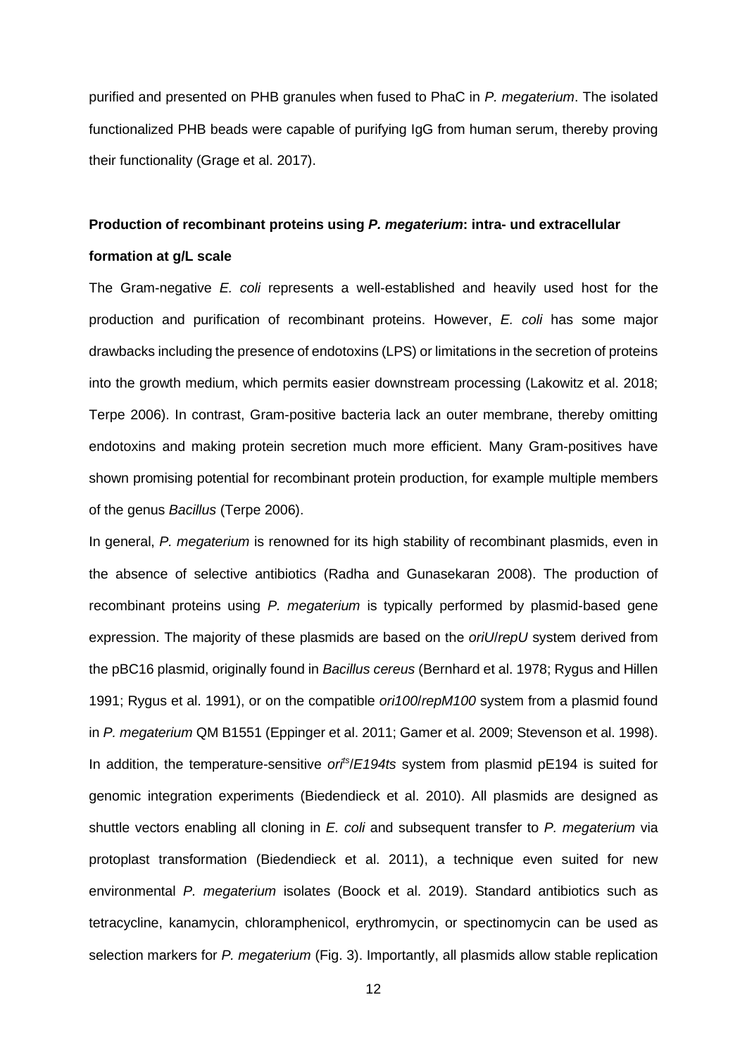purified and presented on PHB granules when fused to PhaC in *P. megaterium*. The isolated functionalized PHB beads were capable of purifying IgG from human serum, thereby proving their functionality (Grage et al. 2017).

**Production of recombinant proteins using *P. megaterium*: intra- und extracellular formation at g/L scale**

The Gram-negative *E. coli* represents a well-established and heavily used host for the production and purification of recombinant proteins. However, *E. coli* has some major drawbacks including the presence of endotoxins (LPS) or limitations in the secretion of proteins into the growth medium, which permits easier downstream processing (Lakowitz et al. 2018; Terpe 2006). In contrast, Gram-positive bacteria lack an outer membrane, thereby omitting endotoxins and making protein secretion much more efficient. Many Gram-positives have shown promising potential for recombinant protein production, for example multiple members of the genus *Bacillus* (Terpe 2006).

In general, *P. megaterium* is renowned for its high stability of recombinant plasmids, even in the absence of selective antibiotics (Radha and Gunasekaran 2008). The production of recombinant proteins using *P. megaterium* is typically performed by plasmid-based gene expression. The majority of these plasmids are based on the *oriU*/*repU* system derived from the pBC16 plasmid, originally found in *Bacillus cereus* (Bernhard et al. 1978; Rygus and Hillen 1991; Rygus et al. 1991), or on the compatible *ori100*/*repM100* system from a plasmid found in *P. megaterium* QM B1551 (Eppinger et al. 2011; Gamer et al. 2009; Stevenson et al. 1998). In addition, the temperature-sensitive *ori*$^{ts}$/*E194ts* system from plasmid pE194 is suited for genomic integration experiments (Biedendieck et al. 2010). All plasmids are designed as shuttle vectors enabling all cloning in *E. coli* and subsequent transfer to *P. megaterium* via protoplast transformation (Biedendieck et al. 2011), a technique even suited for new environmental *P. megaterium* isolates (Boock et al. 2019). Standard antibiotics such as tetracycline, kanamycin, chloramphenicol, erythromycin, or spectinomycin can be used as selection markers for *P. megaterium* (Fig. 3). Importantly, all plasmids allow stable replication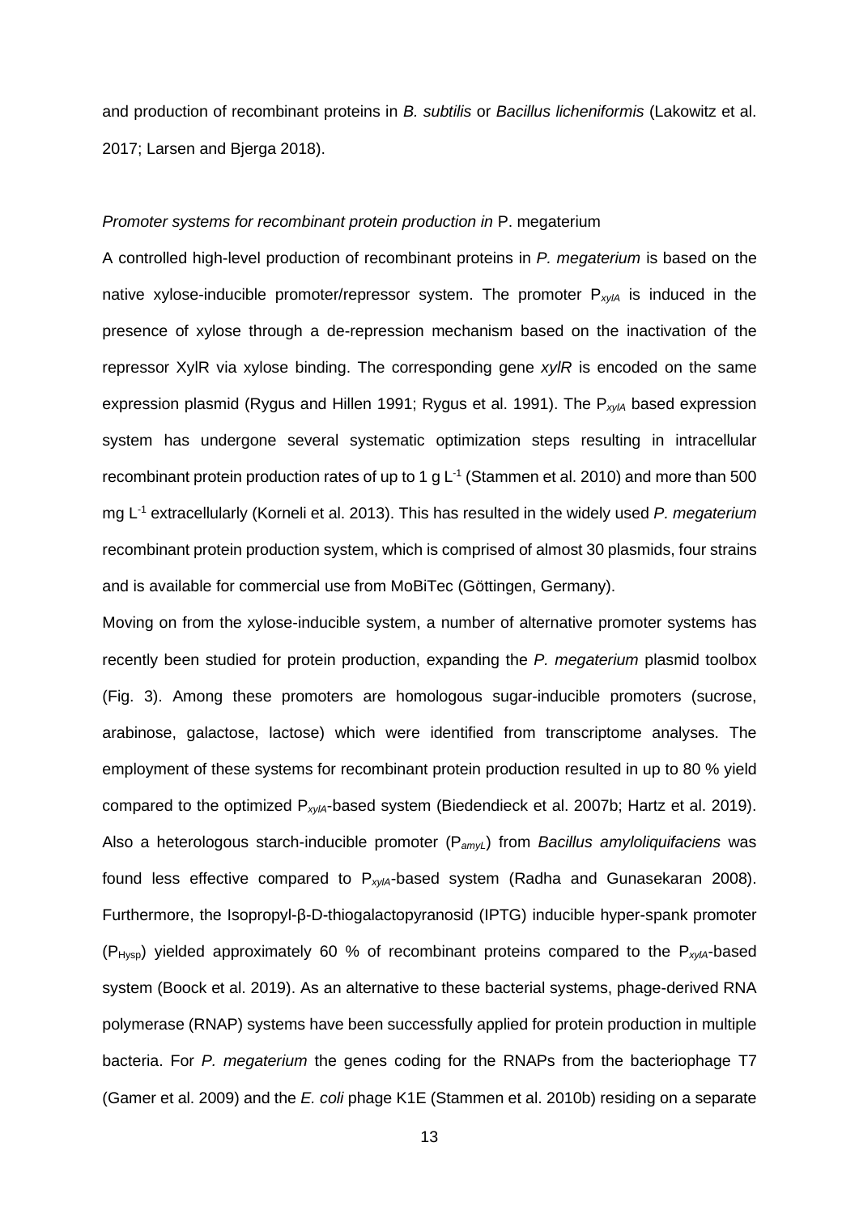and production of recombinant proteins in *B. subtilis* or *Bacillus licheniformis* (Lakowitz et al. 2017; Larsen and Bjerga 2018).

*Promoter systems for recombinant protein production in* P. megaterium

A controlled high-level production of recombinant proteins in *P. megaterium* is based on the native xylose-inducible promoter/repressor system. The promoter $P_{xylA}$ is induced in the presence of xylose through a de-repression mechanism based on the inactivation of the repressor XylR via xylose binding. The corresponding gene *xylR* is encoded on the same expression plasmid (Rygus and Hillen 1991; Rygus et al. 1991). The $P_{xylA}$ based expression system has undergone several systematic optimization steps resulting in intracellular recombinant protein production rates of up to 1 g $L^{-1}$ (Stammen et al. 2010) and more than 500 mg $L^{-1}$ extracellularly (Korneli et al. 2013). This has resulted in the widely used *P. megaterium* recombinant protein production system, which is comprised of almost 30 plasmids, four strains and is available for commercial use from MoBiTec (Göttingen, Germany).

Moving on from the xylose-inducible system, a number of alternative promoter systems has recently been studied for protein production, expanding the *P. megaterium* plasmid toolbox (Fig. 3). Among these promoters are homologous sugar-inducible promoters (sucrose, arabinose, galactose, lactose) which were identified from transcriptome analyses. The employment of these systems for recombinant protein production resulted in up to 80 % yield compared to the optimized $P_{xylA}$-based system (Biedendieck et al. 2007b; Hartz et al. 2019). Also a heterologous starch-inducible promoter ($P_{amyL}$) from *Bacillus amyloliquifaciens* was found less effective compared to $P_{xylA}$-based system (Radha and Gunasekaran 2008). Furthermore, the Isopropyl-β-D-thiogalactopyranosid (IPTG) inducible hyper-spank promoter ($P_{Hysp}$) yielded approximately 60 % of recombinant proteins compared to the $P_{xylA}$-based system (Boock et al. 2019). As an alternative to these bacterial systems, phage-derived RNA polymerase (RNAP) systems have been successfully applied for protein production in multiple bacteria. For *P. megaterium* the genes coding for the RNAPs from the bacteriophage T7 (Gamer et al. 2009) and the *E. coli* phage K1E (Stammen et al. 2010b) residing on a separate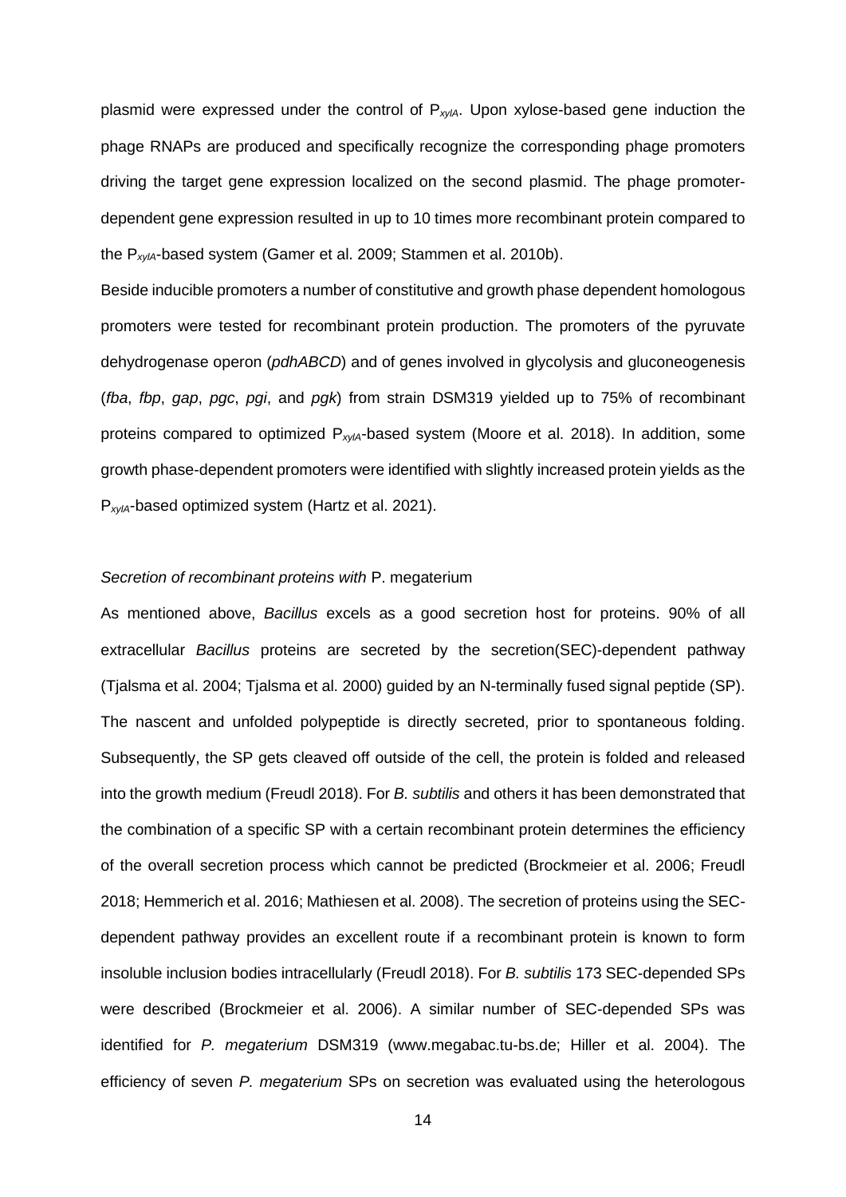plasmid were expressed under the control of $P_{xylA}$. Upon xylose-based gene induction the phage RNAPs are produced and specifically recognize the corresponding phage promoters driving the target gene expression localized on the second plasmid. The phage promoter-dependent gene expression resulted in up to 10 times more recombinant protein compared to the $P_{xylA}$-based system (Gamer et al. 2009; Stammen et al. 2010b).

Beside inducible promoters a number of constitutive and growth phase dependent homologous promoters were tested for recombinant protein production. The promoters of the pyruvate dehydrogenase operon (*pdhABCD*) and of genes involved in glycolysis and gluconeogenesis (*fba*, *fbp*, *gap*, *pgc*, *pgi*, and *pgk*) from strain DSM319 yielded up to 75% of recombinant proteins compared to optimized $P_{xylA}$-based system (Moore et al. 2018). In addition, some growth phase-dependent promoters were identified with slightly increased protein yields as the $P_{xylA}$-based optimized system (Hartz et al. 2021).

*Secretion of recombinant proteins with* P. megaterium

As mentioned above, *Bacillus* excels as a good secretion host for proteins. 90% of all extracellular *Bacillus* proteins are secreted by the secretion(SEC)-dependent pathway (Tjalsma et al. 2004; Tjalsma et al. 2000) guided by an N-terminally fused signal peptide (SP). The nascent and unfolded polypeptide is directly secreted, prior to spontaneous folding. Subsequently, the SP gets cleaved off outside of the cell, the protein is folded and released into the growth medium (Freudl 2018). For *B. subtilis* and others it has been demonstrated that the combination of a specific SP with a certain recombinant protein determines the efficiency of the overall secretion process which cannot be predicted (Brockmeier et al. 2006; Freudl 2018; Hemmerich et al. 2016; Mathiesen et al. 2008). The secretion of proteins using the SEC-dependent pathway provides an excellent route if a recombinant protein is known to form insoluble inclusion bodies intracellularly (Freudl 2018). For *B. subtilis* 173 SEC-depended SPs were described (Brockmeier et al. 2006). A similar number of SEC-depended SPs was identified for *P. megaterium* DSM319 (www.megabac.tu-bs.de; Hiller et al. 2004). The efficiency of seven *P. megaterium* SPs on secretion was evaluated using the heterologous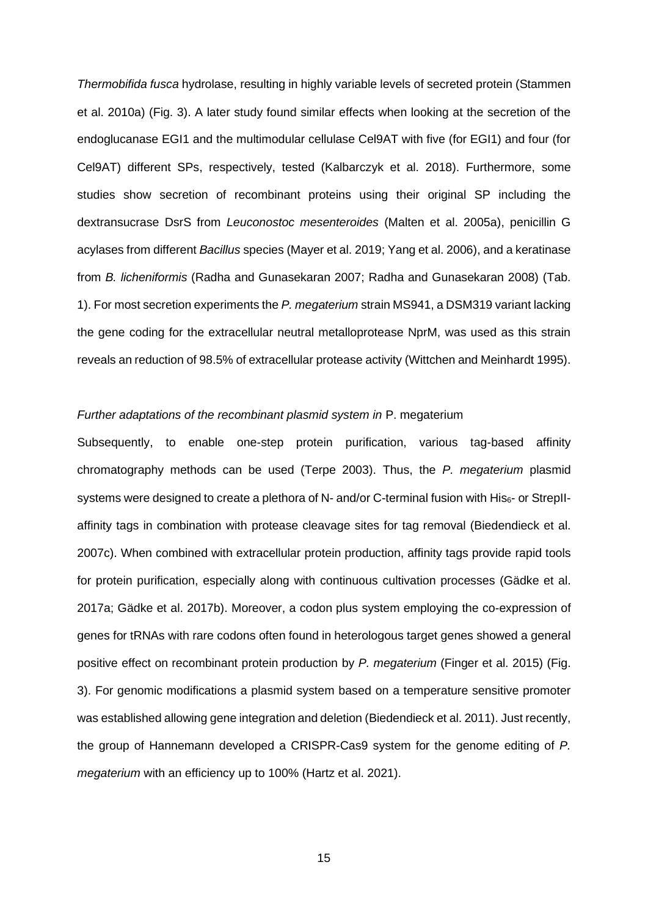*Thermobifida fusca* hydrolase, resulting in highly variable levels of secreted protein (Stammen et al. 2010a) (Fig. 3). A later study found similar effects when looking at the secretion of the endoglucanase EGI1 and the multimodular cellulase Cel9AT with five (for EGI1) and four (for Cel9AT) different SPs, respectively, tested (Kalbarczyk et al. 2018). Furthermore, some studies show secretion of recombinant proteins using their original SP including the dextransucrase DsrS from *Leuconostoc mesenteroides* (Malten et al. 2005a), penicillin G acylases from different *Bacillus* species (Mayer et al. 2019; Yang et al. 2006), and a keratinase from *B. licheniformis* (Radha and Gunasekaran 2007; Radha and Gunasekaran 2008) (Tab. 1). For most secretion experiments the *P. megaterium* strain MS941, a DSM319 variant lacking the gene coding for the extracellular neutral metalloprotease NprM, was used as this strain reveals an reduction of 98.5% of extracellular protease activity (Wittchen and Meinhardt 1995).

*Further adaptations of the recombinant plasmid system in* P. megaterium

Subsequently, to enable one-step protein purification, various tag-based affinity chromatography methods can be used (Terpe 2003). Thus, the *P. megaterium* plasmid systems were designed to create a plethora of N- and/or C-terminal fusion with $His_6$- or StrepII-affinity tags in combination with protease cleavage sites for tag removal (Biedendieck et al. 2007c). When combined with extracellular protein production, affinity tags provide rapid tools for protein purification, especially along with continuous cultivation processes (Gädke et al. 2017a; Gädke et al. 2017b). Moreover, a codon plus system employing the co-expression of genes for tRNAs with rare codons often found in heterologous target genes showed a general positive effect on recombinant protein production by *P. megaterium* (Finger et al. 2015) (Fig. 3). For genomic modifications a plasmid system based on a temperature sensitive promoter was established allowing gene integration and deletion (Biedendieck et al. 2011). Just recently, the group of Hannemann developed a CRISPR-Cas9 system for the genome editing of *P. megaterium* with an efficiency up to 100% (Hartz et al. 2021).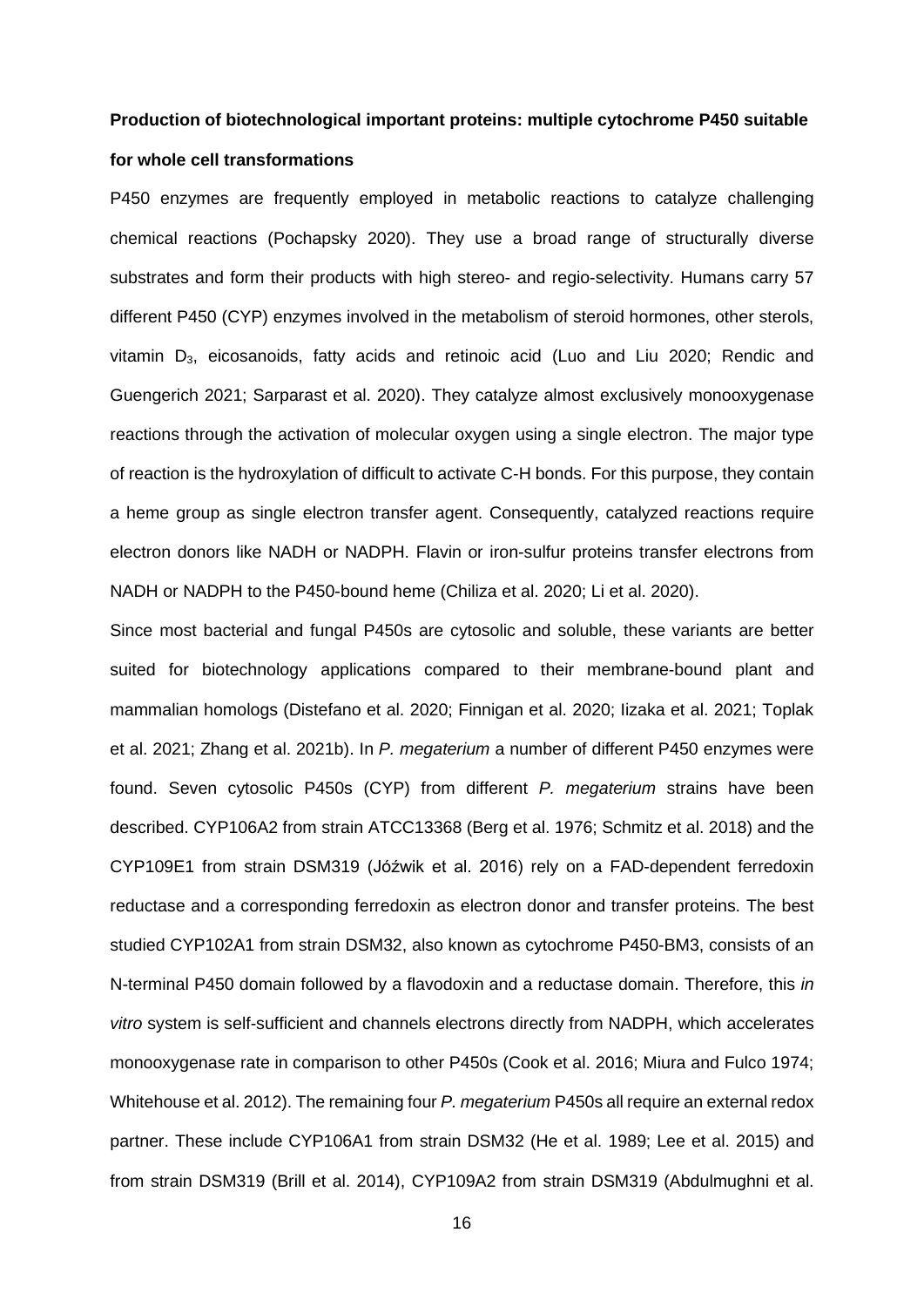**Production of biotechnological important proteins: multiple cytochrome P450 suitable for whole cell transformations**

P450 enzymes are frequently employed in metabolic reactions to catalyze challenging chemical reactions (Pochapsky 2020). They use a broad range of structurally diverse substrates and form their products with high stereo- and regio-selectivity. Humans carry 57 different P450 (CYP) enzymes involved in the metabolism of steroid hormones, other sterols, vitamin $D_3$, eicosanoids, fatty acids and retinoic acid (Luo and Liu 2020; Rendic and Guengerich 2021; Sarparast et al. 2020). They catalyze almost exclusively monooxygenase reactions through the activation of molecular oxygen using a single electron. The major type of reaction is the hydroxylation of difficult to activate C-H bonds. For this purpose, they contain a heme group as single electron transfer agent. Consequently, catalyzed reactions require electron donors like NADH or NADPH. Flavin or iron-sulfur proteins transfer electrons from NADH or NADPH to the P450-bound heme (Chiliza et al. 2020; Li et al. 2020).

Since most bacterial and fungal P450s are cytosolic and soluble, these variants are better suited for biotechnology applications compared to their membrane-bound plant and mammalian homologs (Distefano et al. 2020; Finnigan et al. 2020; Iizaka et al. 2021; Toplak et al. 2021; Zhang et al. 2021b). In *P. megaterium* a number of different P450 enzymes were found. Seven cytosolic P450s (CYP) from different *P. megaterium* strains have been described. CYP106A2 from strain ATCC13368 (Berg et al. 1976; Schmitz et al. 2018) and the CYP109E1 from strain DSM319 (Jóźwik et al. 2016) rely on a FAD-dependent ferredoxin reductase and a corresponding ferredoxin as electron donor and transfer proteins. The best studied CYP102A1 from strain DSM32, also known as cytochrome P450-BM3, consists of an N-terminal P450 domain followed by a flavodoxin and a reductase domain. Therefore, this *in vitro* system is self-sufficient and channels electrons directly from NADPH, which accelerates monooxygenase rate in comparison to other P450s (Cook et al. 2016; Miura and Fulco 1974; Whitehouse et al. 2012). The remaining four *P. megaterium* P450s all require an external redox partner. These include CYP106A1 from strain DSM32 (He et al. 1989; Lee et al. 2015) and from strain DSM319 (Brill et al. 2014), CYP109A2 from strain DSM319 (Abdulmughni et al.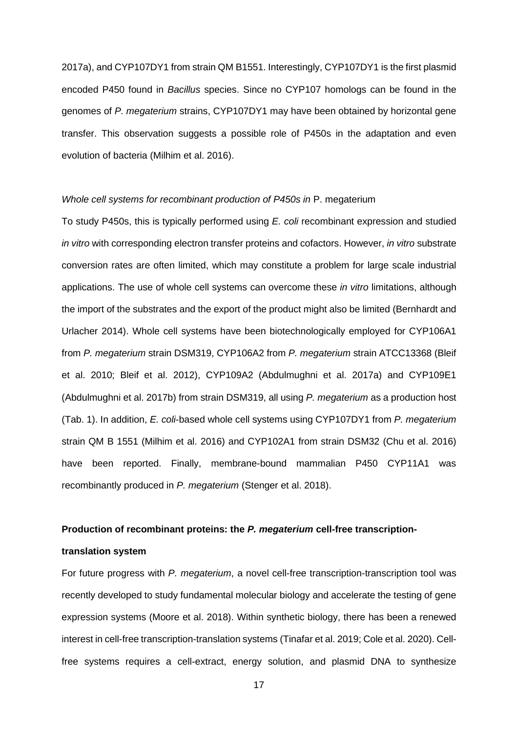2017a), and CYP107DY1 from strain QM B1551. Interestingly, CYP107DY1 is the first plasmid encoded P450 found in *Bacillus* species. Since no CYP107 homologs can be found in the genomes of *P. megaterium* strains, CYP107DY1 may have been obtained by horizontal gene transfer. This observation suggests a possible role of P450s in the adaptation and even evolution of bacteria (Milhim et al. 2016).

*Whole cell systems for recombinant production of P450s in* P. megaterium

To study P450s, this is typically performed using *E. coli* recombinant expression and studied *in vitro* with corresponding electron transfer proteins and cofactors. However, *in vitro* substrate conversion rates are often limited, which may constitute a problem for large scale industrial applications. The use of whole cell systems can overcome these *in vitro* limitations, although the import of the substrates and the export of the product might also be limited (Bernhardt and Urlacher 2014). Whole cell systems have been biotechnologically employed for CYP106A1 from *P. megaterium* strain DSM319, CYP106A2 from *P. megaterium* strain ATCC13368 (Bleif et al. 2010; Bleif et al. 2012), CYP109A2 (Abdulmughni et al. 2017a) and CYP109E1 (Abdulmughni et al. 2017b) from strain DSM319, all using *P. megaterium* as a production host (Tab. 1). In addition, *E. coli*-based whole cell systems using CYP107DY1 from *P. megaterium* strain QM B 1551 (Milhim et al. 2016) and CYP102A1 from strain DSM32 (Chu et al. 2016) have been reported. Finally, membrane-bound mammalian P450 CYP11A1 was recombinantly produced in *P. megaterium* (Stenger et al. 2018).

**Production of recombinant proteins: the *P. megaterium* cell-free transcription-translation system**

For future progress with *P. megaterium*, a novel cell-free transcription-transcription tool was recently developed to study fundamental molecular biology and accelerate the testing of gene expression systems (Moore et al. 2018). Within synthetic biology, there has been a renewed interest in cell-free transcription-translation systems (Tinafar et al. 2019; Cole et al. 2020). Cell-free systems requires a cell-extract, energy solution, and plasmid DNA to synthesize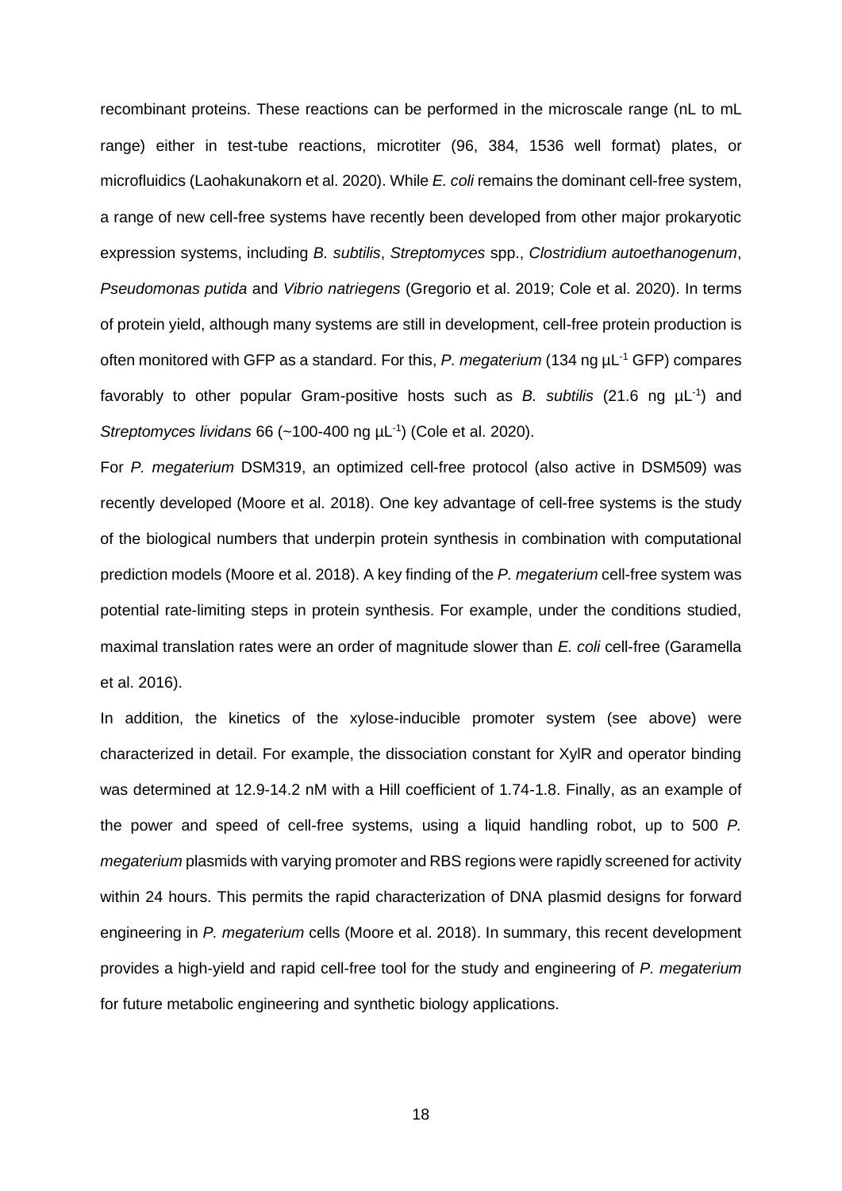recombinant proteins. These reactions can be performed in the microscale range (nL to mL range) either in test-tube reactions, microtiter (96, 384, 1536 well format) plates, or microfluidics (Laohakunakorn et al. 2020). While *E. coli* remains the dominant cell-free system, a range of new cell-free systems have recently been developed from other major prokaryotic expression systems, including *B. subtilis*, *Streptomyces* spp., *Clostridium autoethanogenum*, *Pseudomonas putida* and *Vibrio natriegens* (Gregorio et al. 2019; Cole et al. 2020). In terms of protein yield, although many systems are still in development, cell-free protein production is often monitored with GFP as a standard. For this, *P. megaterium* (134 ng $\mu L^{-1}$ GFP) compares favorably to other popular Gram-positive hosts such as *B. subtilis* (21.6 ng $\mu L^{-1}$) and *Streptomyces lividans* 66 (~100-400 ng $\mu L^{-1}$) (Cole et al. 2020).

For *P. megaterium* DSM319, an optimized cell-free protocol (also active in DSM509) was recently developed (Moore et al. 2018). One key advantage of cell-free systems is the study of the biological numbers that underpin protein synthesis in combination with computational prediction models (Moore et al. 2018). A key finding of the *P. megaterium* cell-free system was potential rate-limiting steps in protein synthesis. For example, under the conditions studied, maximal translation rates were an order of magnitude slower than *E. coli* cell-free (Garamella et al. 2016).

In addition, the kinetics of the xylose-inducible promoter system (see above) were characterized in detail. For example, the dissociation constant for XylR and operator binding was determined at 12.9-14.2 nM with a Hill coefficient of 1.74-1.8. Finally, as an example of the power and speed of cell-free systems, using a liquid handling robot, up to 500 *P. megaterium* plasmids with varying promoter and RBS regions were rapidly screened for activity within 24 hours. This permits the rapid characterization of DNA plasmid designs for forward engineering in *P. megaterium* cells (Moore et al. 2018). In summary, this recent development provides a high-yield and rapid cell-free tool for the study and engineering of *P. megaterium* for future metabolic engineering and synthetic biology applications.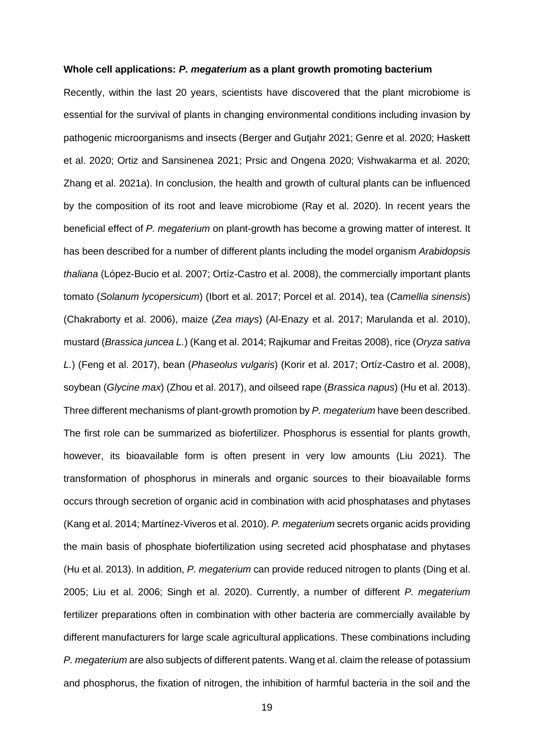**Whole cell applications: *P. megaterium* as a plant growth promoting bacterium**

Recently, within the last 20 years, scientists have discovered that the plant microbiome is essential for the survival of plants in changing environmental conditions including invasion by pathogenic microorganisms and insects (Berger and Gutjahr 2021; Genre et al. 2020; Haskett et al. 2020; Ortiz and Sansinenea 2021; Prsic and Ongena 2020; Vishwakarma et al. 2020; Zhang et al. 2021a). In conclusion, the health and growth of cultural plants can be influenced by the composition of its root and leave microbiome (Ray et al. 2020). In recent years the beneficial effect of *P. megaterium* on plant-growth has become a growing matter of interest. It has been described for a number of different plants including the model organism *Arabidopsis thaliana* (López-Bucio et al. 2007; Ortíz-Castro et al. 2008), the commercially important plants tomato (*Solanum lycopersicum*) (Ibort et al. 2017; Porcel et al. 2014), tea (*Camellia sinensis*) (Chakraborty et al. 2006), maize (*Zea mays*) (Al-Enazy et al. 2017; Marulanda et al. 2010), mustard (*Brassica juncea L.*) (Kang et al. 2014; Rajkumar and Freitas 2008), rice (*Oryza sativa L.*) (Feng et al. 2017), bean (*Phaseolus vulgaris*) (Korir et al. 2017; Ortíz-Castro et al. 2008), soybean (*Glycine max*) (Zhou et al. 2017), and oilseed rape (*Brassica napus*) (Hu et al. 2013). Three different mechanisms of plant-growth promotion by *P. megaterium* have been described. The first role can be summarized as biofertilizer. Phosphorus is essential for plants growth, however, its bioavailable form is often present in very low amounts (Liu 2021). The transformation of phosphorus in minerals and organic sources to their bioavailable forms occurs through secretion of organic acid in combination with acid phosphatases and phytases (Kang et al. 2014; Martínez-Viveros et al. 2010). *P. megaterium* secrets organic acids providing the main basis of phosphate biofertilization using secreted acid phosphatase and phytases (Hu et al. 2013). In addition, *P. megaterium* can provide reduced nitrogen to plants (Ding et al. 2005; Liu et al. 2006; Singh et al. 2020). Currently, a number of different *P. megaterium* fertilizer preparations often in combination with other bacteria are commercially available by different manufacturers for large scale agricultural applications. These combinations including *P. megaterium* are also subjects of different patents. Wang et al. claim the release of potassium and phosphorus, the fixation of nitrogen, the inhibition of harmful bacteria in the soil and the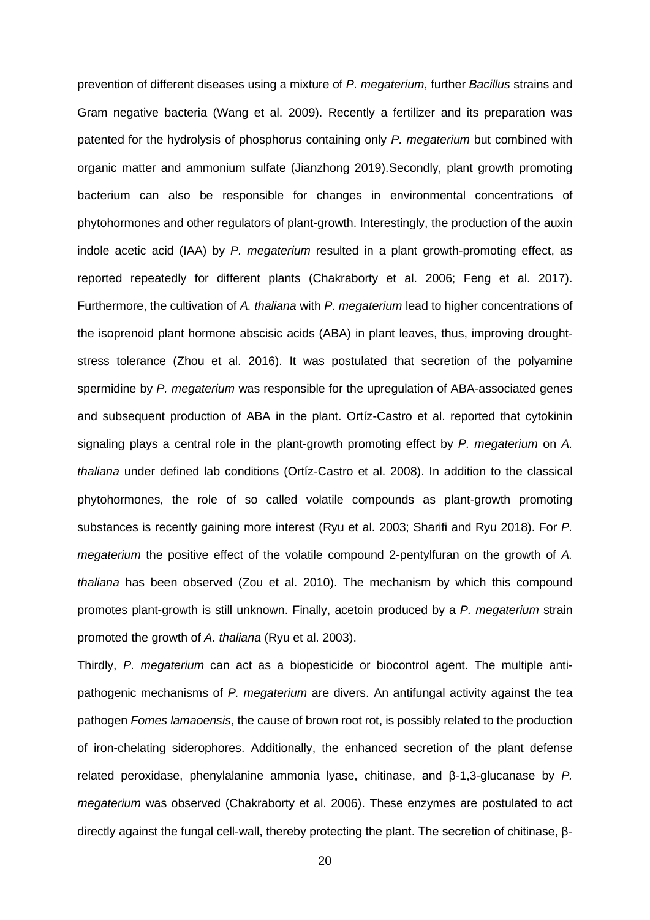prevention of different diseases using a mixture of *P. megaterium*, further *Bacillus* strains and Gram negative bacteria (Wang et al. 2009). Recently a fertilizer and its preparation was patented for the hydrolysis of phosphorus containing only *P. megaterium* but combined with organic matter and ammonium sulfate (Jianzhong 2019).Secondly, plant growth promoting bacterium can also be responsible for changes in environmental concentrations of phytohormones and other regulators of plant-growth. Interestingly, the production of the auxin indole acetic acid (IAA) by *P. megaterium* resulted in a plant growth-promoting effect, as reported repeatedly for different plants (Chakraborty et al. 2006; Feng et al. 2017). Furthermore, the cultivation of *A. thaliana* with *P. megaterium* lead to higher concentrations of the isoprenoid plant hormone abscisic acids (ABA) in plant leaves, thus, improving drought-stress tolerance (Zhou et al. 2016). It was postulated that secretion of the polyamine spermidine by *P. megaterium* was responsible for the upregulation of ABA-associated genes and subsequent production of ABA in the plant. Ortíz-Castro et al. reported that cytokinin signaling plays a central role in the plant-growth promoting effect by *P. megaterium* on *A. thaliana* under defined lab conditions (Ortíz-Castro et al. 2008). In addition to the classical phytohormones, the role of so called volatile compounds as plant-growth promoting substances is recently gaining more interest (Ryu et al. 2003; Sharifi and Ryu 2018). For *P. megaterium* the positive effect of the volatile compound 2-pentylfuran on the growth of *A. thaliana* has been observed (Zou et al. 2010). The mechanism by which this compound promotes plant-growth is still unknown. Finally, acetoin produced by a *P. megaterium* strain promoted the growth of *A. thaliana* (Ryu et al. 2003).

Thirdly, *P. megaterium* can act as a biopesticide or biocontrol agent. The multiple anti-pathogenic mechanisms of *P. megaterium* are divers. An antifungal activity against the tea pathogen *Fomes lamaoensis*, the cause of brown root rot, is possibly related to the production of iron-chelating siderophores. Additionally, the enhanced secretion of the plant defense related peroxidase, phenylalanine ammonia lyase, chitinase, and β-1,3-glucanase by *P. megaterium* was observed (Chakraborty et al. 2006). These enzymes are postulated to act directly against the fungal cell-wall, thereby protecting the plant. The secretion of chitinase, β-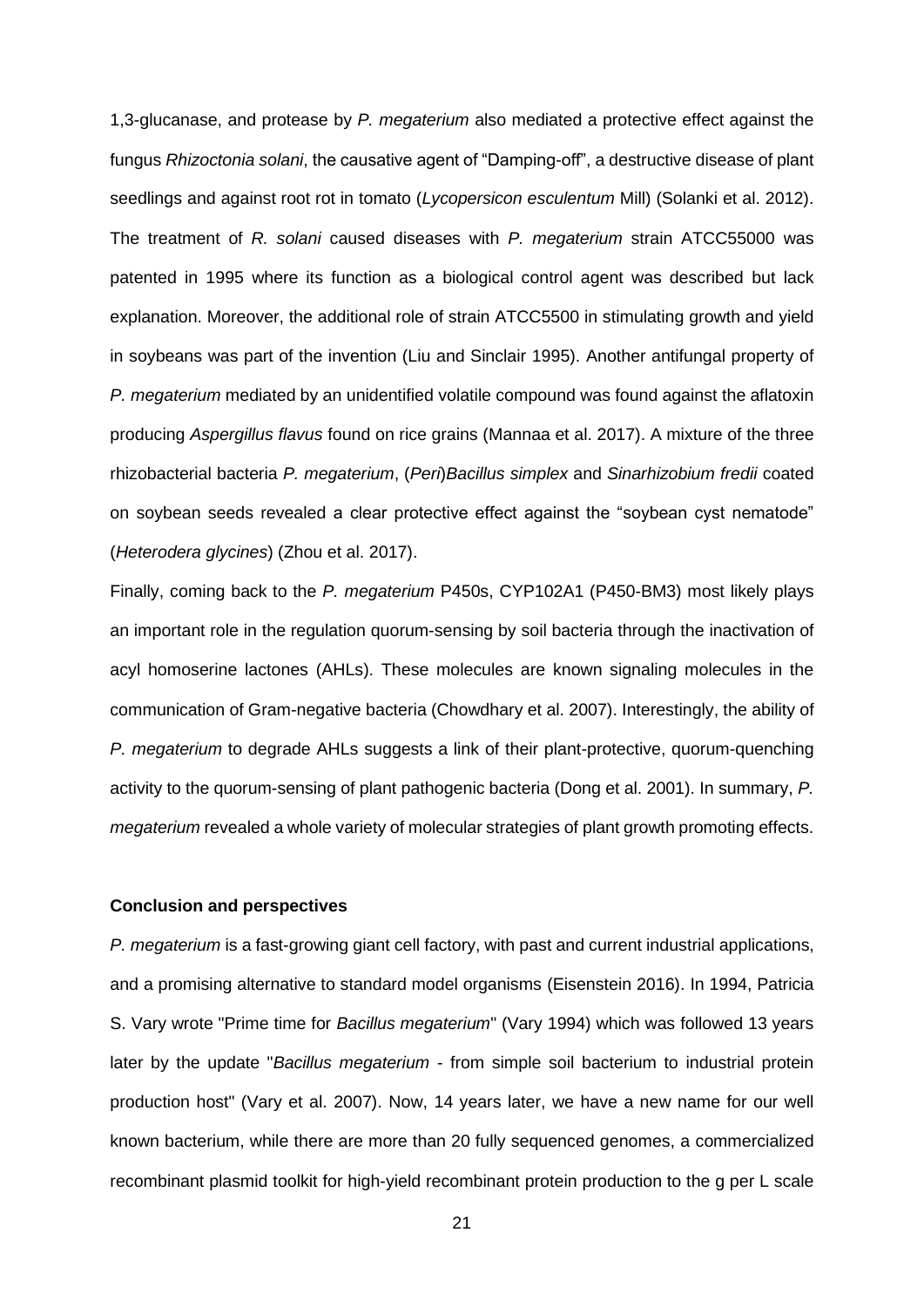1,3-glucanase, and protease by *P. megaterium* also mediated a protective effect against the fungus *Rhizoctonia solani*, the causative agent of "Damping-off", a destructive disease of plant seedlings and against root rot in tomato (*Lycopersicon esculentum* Mill) (Solanki et al. 2012). The treatment of *R. solani* caused diseases with *P. megaterium* strain ATCC55000 was patented in 1995 where its function as a biological control agent was described but lack explanation. Moreover, the additional role of strain ATCC5500 in stimulating growth and yield in soybeans was part of the invention (Liu and Sinclair 1995). Another antifungal property of *P. megaterium* mediated by an unidentified volatile compound was found against the aflatoxin producing *Aspergillus flavus* found on rice grains (Mannaa et al. 2017). A mixture of the three rhizobacterial bacteria *P. megaterium*, (*Peri*)*Bacillus simplex* and *Sinarhizobium fredii* coated on soybean seeds revealed a clear protective effect against the "soybean cyst nematode" (*Heterodera glycines*) (Zhou et al. 2017).

Finally, coming back to the *P. megaterium* P450s, CYP102A1 (P450-BM3) most likely plays an important role in the regulation quorum-sensing by soil bacteria through the inactivation of acyl homoserine lactones (AHLs). These molecules are known signaling molecules in the communication of Gram-negative bacteria (Chowdhary et al. 2007). Interestingly, the ability of *P. megaterium* to degrade AHLs suggests a link of their plant-protective, quorum-quenching activity to the quorum-sensing of plant pathogenic bacteria (Dong et al. 2001). In summary, *P. megaterium* revealed a whole variety of molecular strategies of plant growth promoting effects.

**Conclusion and perspectives**

*P. megaterium* is a fast-growing giant cell factory, with past and current industrial applications, and a promising alternative to standard model organisms (Eisenstein 2016). In 1994, Patricia S. Vary wrote "Prime time for *Bacillus megaterium*" (Vary 1994) which was followed 13 years later by the update "*Bacillus megaterium* - from simple soil bacterium to industrial protein production host" (Vary et al. 2007). Now, 14 years later, we have a new name for our well known bacterium, while there are more than 20 fully sequenced genomes, a commercialized recombinant plasmid toolkit for high-yield recombinant protein production to the g per L scale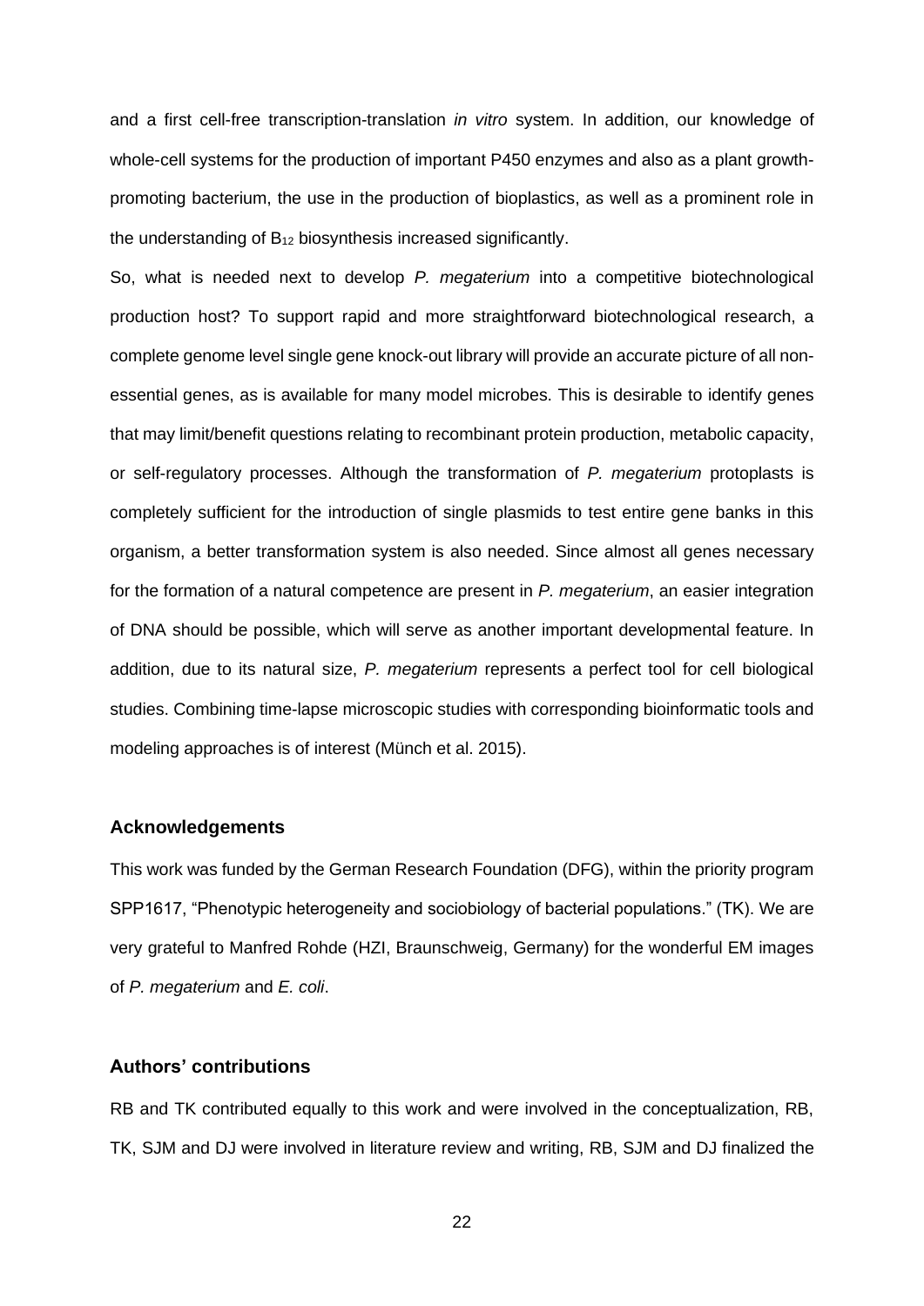and a first cell-free transcription-translation *in vitro* system. In addition, our knowledge of whole-cell systems for the production of important P450 enzymes and also as a plant growth-promoting bacterium, the use in the production of bioplastics, as well as a prominent role in the understanding of $B_{12}$ biosynthesis increased significantly.

So, what is needed next to develop *P. megaterium* into a competitive biotechnological production host? To support rapid and more straightforward biotechnological research, a complete genome level single gene knock-out library will provide an accurate picture of all non-essential genes, as is available for many model microbes. This is desirable to identify genes that may limit/benefit questions relating to recombinant protein production, metabolic capacity, or self-regulatory processes. Although the transformation of *P. megaterium* protoplasts is completely sufficient for the introduction of single plasmids to test entire gene banks in this organism, a better transformation system is also needed. Since almost all genes necessary for the formation of a natural competence are present in *P. megaterium*, an easier integration of DNA should be possible, which will serve as another important developmental feature. In addition, due to its natural size, *P. megaterium* represents a perfect tool for cell biological studies. Combining time-lapse microscopic studies with corresponding bioinformatic tools and modeling approaches is of interest (Münch et al. 2015).

### Acknowledgements

This work was funded by the German Research Foundation (DFG), within the priority program SPP1617, "Phenotypic heterogeneity and sociobiology of bacterial populations." (TK). We are very grateful to Manfred Rohde (HZI, Braunschweig, Germany) for the wonderful EM images of *P. megaterium* and *E. coli*.

### Authors' contributions

RB and TK contributed equally to this work and were involved in the conceptualization, RB, TK, SJM and DJ were involved in literature review and writing, RB, SJM and DJ finalized the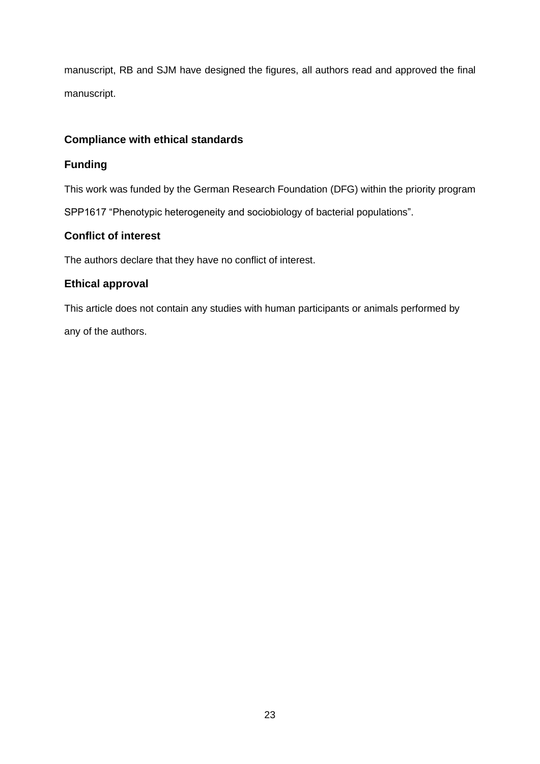manuscript, RB and SJM have designed the figures, all authors read and approved the final manuscript.

## Compliance with ethical standards

### Funding

This work was funded by the German Research Foundation (DFG) within the priority program SPP1617 “Phenotypic heterogeneity and sociobiology of bacterial populations”.

### Conflict of interest

The authors declare that they have no conflict of interest.

### Ethical approval

This article does not contain any studies with human participants or animals performed by any of the authors.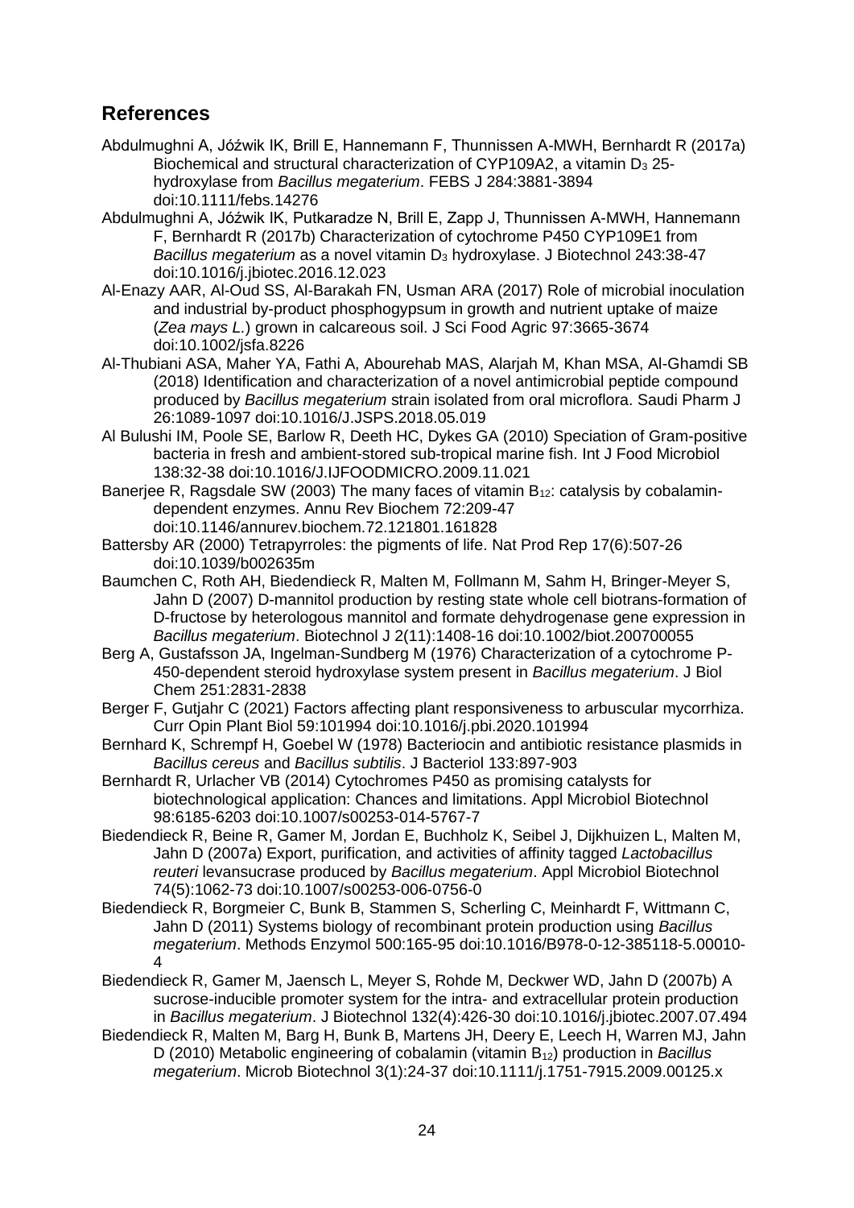## References

Abdulmughni A, Jóźwik IK, Brill E, Hannemann F, Thunnissen A-MWH, Bernhardt R (2017a) Biochemical and structural characterization of CYP109A2, a vitamin $D_3$ 25-hydroxylase from *Bacillus megaterium*. FEBS J 284:3881-3894 doi:10.1111/febs.14276

Abdulmughni A, Jóźwik IK, Putkaradze N, Brill E, Zapp J, Thunnissen A-MWH, Hannemann F, Bernhardt R (2017b) Characterization of cytochrome P450 CYP109E1 from *Bacillus megaterium* as a novel vitamin $D_3$ hydroxylase. J Biotechnol 243:38-47 doi:10.1016/j.jbiotec.2016.12.023

Al-Enazy AAR, Al-Oud SS, Al-Barakah FN, Usman ARA (2017) Role of microbial inoculation and industrial by-product phosphogypsum in growth and nutrient uptake of maize (*Zea mays L.*) grown in calcareous soil. J Sci Food Agric 97:3665-3674 doi:10.1002/jsfa.8226

Al-Thubiani ASA, Maher YA, Fathi A, Abourehab MAS, Alarjah M, Khan MSA, Al-Ghamdi SB (2018) Identification and characterization of a novel antimicrobial peptide compound produced by *Bacillus megaterium* strain isolated from oral microflora. Saudi Pharm J 26:1089-1097 doi:10.1016/J.JSPS.2018.05.019

Al Bulushi IM, Poole SE, Barlow R, Deeth HC, Dykes GA (2010) Speciation of Gram-positive bacteria in fresh and ambient-stored sub-tropical marine fish. Int J Food Microbiol 138:32-38 doi:10.1016/J.IJFOODMICRO.2009.11.021

Banerjee R, Ragsdale SW (2003) The many faces of vitamin $B_{12}$: catalysis by cobalamin-dependent enzymes. Annu Rev Biochem 72:209-47 doi:10.1146/annurev.biochem.72.121801.161828

Battersby AR (2000) Tetrapyrroles: the pigments of life. Nat Prod Rep 17(6):507-26 doi:10.1039/b002635m

Baumchen C, Roth AH, Biedendieck R, Malten M, Follmann M, Sahm H, Bringer-Meyer S, Jahn D (2007) D-mannitol production by resting state whole cell biotrans-formation of D-fructose by heterologous mannitol and formate dehydrogenase gene expression in *Bacillus megaterium*. Biotechnol J 2(11):1408-16 doi:10.1002/biot.200700055

Berg A, Gustafsson JA, Ingelman-Sundberg M (1976) Characterization of a cytochrome P-450-dependent steroid hydroxylase system present in *Bacillus megaterium*. J Biol Chem 251:2831-2838

Berger F, Gutjahr C (2021) Factors affecting plant responsiveness to arbuscular mycorrhiza. Curr Opin Plant Biol 59:101994 doi:10.1016/j.pbi.2020.101994

Bernhard K, Schrempf H, Goebel W (1978) Bacteriocin and antibiotic resistance plasmids in *Bacillus cereus* and *Bacillus subtilis*. J Bacteriol 133:897-903

Bernhardt R, Urlacher VB (2014) Cytochromes P450 as promising catalysts for biotechnological application: Chances and limitations. Appl Microbiol Biotechnol 98:6185-6203 doi:10.1007/s00253-014-5767-7

Biedendieck R, Beine R, Gamer M, Jordan E, Buchholz K, Seibel J, Dijkhuizen L, Malten M, Jahn D (2007a) Export, purification, and activities of affinity tagged *Lactobacillus reuteri* levansucrase produced by *Bacillus megaterium*. Appl Microbiol Biotechnol 74(5):1062-73 doi:10.1007/s00253-006-0756-0

Biedendieck R, Borgmeier C, Bunk B, Stammen S, Scherling C, Meinhardt F, Wittmann C, Jahn D (2011) Systems biology of recombinant protein production using *Bacillus megaterium*. Methods Enzymol 500:165-95 doi:10.1016/B978-0-12-385118-5.00010-4

Biedendieck R, Gamer M, Jaensch L, Meyer S, Rohde M, Deckwer WD, Jahn D (2007b) A sucrose-inducible promoter system for the intra- and extracellular protein production in *Bacillus megaterium*. J Biotechnol 132(4):426-30 doi:10.1016/j.jbiotec.2007.07.494

Biedendieck R, Malten M, Barg H, Bunk B, Martens JH, Deery E, Leech H, Warren MJ, Jahn D (2010) Metabolic engineering of cobalamin (vitamin $B_{12}$) production in *Bacillus megaterium*. Microb Biotechnol 3(1):24-37 doi:10.1111/j.1751-7915.2009.00125.x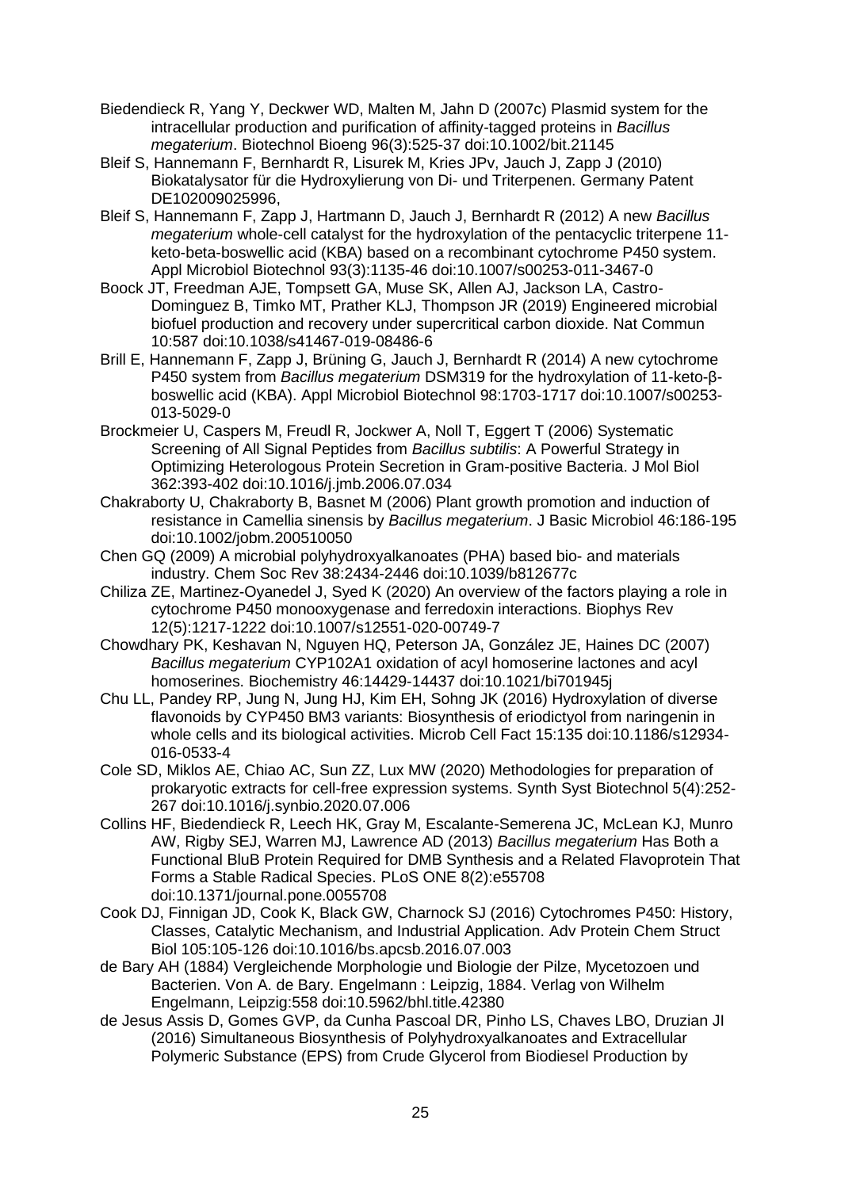Biedendieck R, Yang Y, Deckwer WD, Malten M, Jahn D (2007c) Plasmid system for the intracellular production and purification of affinity-tagged proteins in *Bacillus megaterium*. Biotechnol Bioeng 96(3):525-37 doi:10.1002/bit.21145

Bleif S, Hannemann F, Bernhardt R, Lisurek M, Kries JPv, Jauch J, Zapp J (2010) Biokatalysator für die Hydroxylierung von Di- und Triterpenen. Germany Patent DE102009025996,

Bleif S, Hannemann F, Zapp J, Hartmann D, Jauch J, Bernhardt R (2012) A new *Bacillus megaterium* whole-cell catalyst for the hydroxylation of the pentacyclic triterpene 11-keto-beta-boswellic acid (KBA) based on a recombinant cytochrome P450 system. Appl Microbiol Biotechnol 93(3):1135-46 doi:10.1007/s00253-011-3467-0

Boock JT, Freedman AJE, Tompsett GA, Muse SK, Allen AJ, Jackson LA, Castro-Dominguez B, Timko MT, Prather KLJ, Thompson JR (2019) Engineered microbial biofuel production and recovery under supercritical carbon dioxide. Nat Commun 10:587 doi:10.1038/s41467-019-08486-6

Brill E, Hannemann F, Zapp J, Brüning G, Jauch J, Bernhardt R (2014) A new cytochrome P450 system from *Bacillus megaterium* DSM319 for the hydroxylation of 11-keto-β-boswellic acid (KBA). Appl Microbiol Biotechnol 98:1703-1717 doi:10.1007/s00253-013-5029-0

Brockmeier U, Caspers M, Freudl R, Jockwer A, Noll T, Eggert T (2006) Systematic Screening of All Signal Peptides from *Bacillus subtilis*: A Powerful Strategy in Optimizing Heterologous Protein Secretion in Gram-positive Bacteria. J Mol Biol 362:393-402 doi:10.1016/j.jmb.2006.07.034

Chakraborty U, Chakraborty B, Basnet M (2006) Plant growth promotion and induction of resistance in Camellia sinensis by *Bacillus megaterium*. J Basic Microbiol 46:186-195 doi:10.1002/jobm.200510050

Chen GQ (2009) A microbial polyhydroxyalkanoates (PHA) based bio- and materials industry. Chem Soc Rev 38:2434-2446 doi:10.1039/b812677c

Chiliza ZE, Martinez-Oyanedel J, Syed K (2020) An overview of the factors playing a role in cytochrome P450 monooxygenase and ferredoxin interactions. Biophys Rev 12(5):1217-1222 doi:10.1007/s12551-020-00749-7

Chowdhary PK, Keshavan N, Nguyen HQ, Peterson JA, González JE, Haines DC (2007) *Bacillus megaterium* CYP102A1 oxidation of acyl homoserine lactones and acyl homoserines. Biochemistry 46:14429-14437 doi:10.1021/bi701945j

Chu LL, Pandey RP, Jung N, Jung HJ, Kim EH, Sohng JK (2016) Hydroxylation of diverse flavonoids by CYP450 BM3 variants: Biosynthesis of eriodictyol from naringenin in whole cells and its biological activities. Microb Cell Fact 15:135 doi:10.1186/s12934-016-0533-4

Cole SD, Miklos AE, Chiao AC, Sun ZZ, Lux MW (2020) Methodologies for preparation of prokaryotic extracts for cell-free expression systems. Synth Syst Biotechnol 5(4):252-267 doi:10.1016/j.synbio.2020.07.006

Collins HF, Biedendieck R, Leech HK, Gray M, Escalante-Semerena JC, McLean KJ, Munro AW, Rigby SEJ, Warren MJ, Lawrence AD (2013) *Bacillus megaterium* Has Both a Functional BluB Protein Required for DMB Synthesis and a Related Flavoprotein That Forms a Stable Radical Species. PLoS ONE 8(2):e55708 doi:10.1371/journal.pone.0055708

Cook DJ, Finnigan JD, Cook K, Black GW, Charnock SJ (2016) Cytochromes P450: History, Classes, Catalytic Mechanism, and Industrial Application. Adv Protein Chem Struct Biol 105:105-126 doi:10.1016/bs.apcsb.2016.07.003

de Bary AH (1884) Vergleichende Morphologie und Biologie der Pilze, Mycetozoen und Bacterien. Von A. de Bary. Engelmann : Leipzig, 1884. Verlag von Wilhelm Engelmann, Leipzig:558 doi:10.5962/bhl.title.42380

de Jesus Assis D, Gomes GVP, da Cunha Pascoal DR, Pinho LS, Chaves LBO, Druzian JI (2016) Simultaneous Biosynthesis of Polyhydroxyalkanoates and Extracellular Polymeric Substance (EPS) from Crude Glycerol from Biodiesel Production by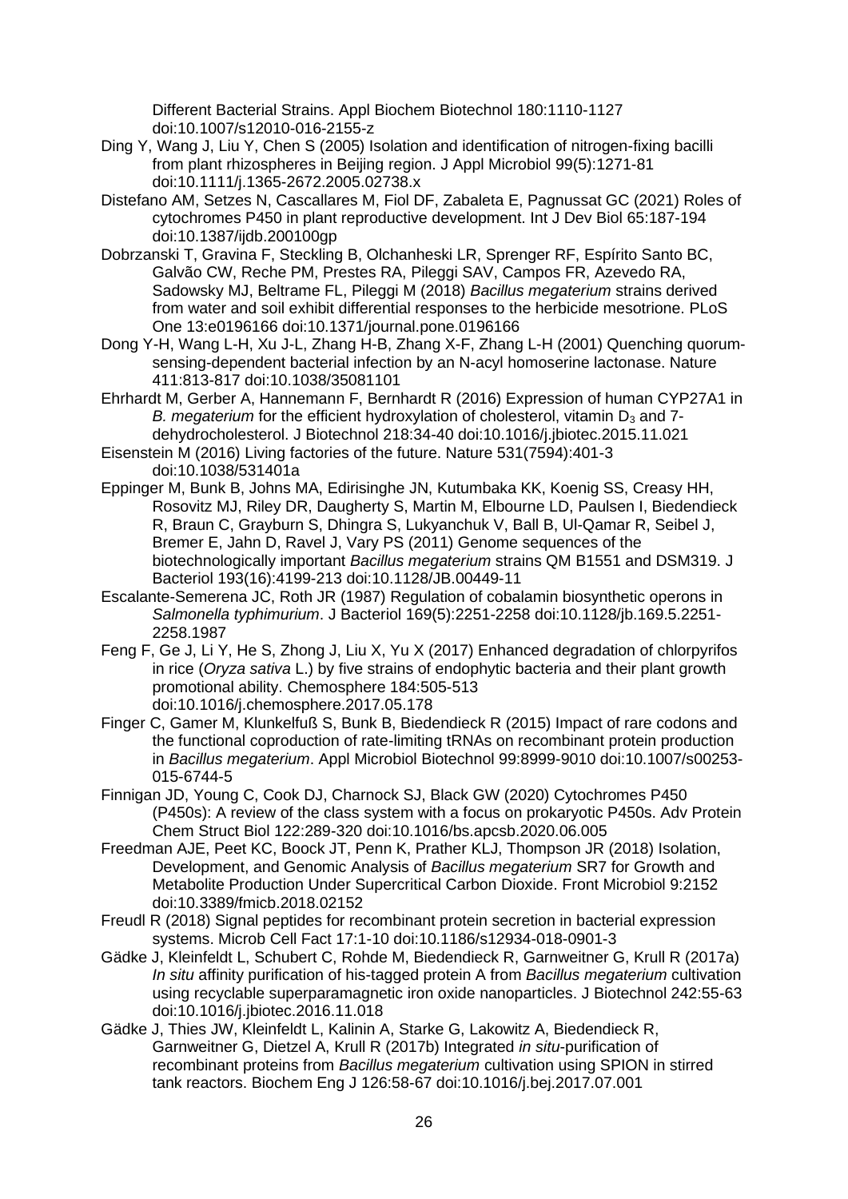Different Bacterial Strains. Appl Biochem Biotechnol 180:1110-1127 doi:10.1007/s12010-016-2155-z

Ding Y, Wang J, Liu Y, Chen S (2005) Isolation and identification of nitrogen-fixing bacilli from plant rhizospheres in Beijing region. J Appl Microbiol 99(5):1271-81 doi:10.1111/j.1365-2672.2005.02738.x

Distefano AM, Setzes N, Cascallares M, Fiol DF, Zabaleta E, Pagnussat GC (2021) Roles of cytochromes P450 in plant reproductive development. Int J Dev Biol 65:187-194 doi:10.1387/ijdb.200100gp

Dobrzanski T, Gravina F, Steckling B, Olchanheski LR, Sprenger RF, Espírito Santo BC, Galvão CW, Reche PM, Prestes RA, Pileggi SAV, Campos FR, Azevedo RA, Sadowsky MJ, Beltrame FL, Pileggi M (2018) *Bacillus megaterium* strains derived from water and soil exhibit differential responses to the herbicide mesotrione. PLoS One 13:e0196166 doi:10.1371/journal.pone.0196166

Dong Y-H, Wang L-H, Xu J-L, Zhang H-B, Zhang X-F, Zhang L-H (2001) Quenching quorum-sensing-dependent bacterial infection by an N-acyl homoserine lactonase. Nature 411:813-817 doi:10.1038/35081101

Ehrhardt M, Gerber A, Hannemann F, Bernhardt R (2016) Expression of human CYP27A1 in *B. megaterium* for the efficient hydroxylation of cholesterol, vitamin $D_3$ and 7-dehydrocholesterol. J Biotechnol 218:34-40 doi:10.1016/j.jbiotec.2015.11.021

Eisenstein M (2016) Living factories of the future. Nature 531(7594):401-3 doi:10.1038/531401a

Eppinger M, Bunk B, Johns MA, Edirisinghe JN, Kutumbaka KK, Koenig SS, Creasy HH, Rosovitz MJ, Riley DR, Daugherty S, Martin M, Elbourne LD, Paulsen I, Biedendieck R, Braun C, Grayburn S, Dhingra S, Lukyanchuk V, Ball B, Ul-Qamar R, Seibel J, Bremer E, Jahn D, Ravel J, Vary PS (2011) Genome sequences of the biotechnologically important *Bacillus megaterium* strains QM B1551 and DSM319. J Bacteriol 193(16):4199-213 doi:10.1128/JB.00449-11

Escalante-Semerena JC, Roth JR (1987) Regulation of cobalamin biosynthetic operons in *Salmonella typhimurium*. J Bacteriol 169(5):2251-2258 doi:10.1128/jb.169.5.2251-2258.1987

Feng F, Ge J, Li Y, He S, Zhong J, Liu X, Yu X (2017) Enhanced degradation of chlorpyrifos in rice (*Oryza sativa* L.) by five strains of endophytic bacteria and their plant growth promotional ability. Chemosphere 184:505-513 doi:10.1016/j.chemosphere.2017.05.178

Finger C, Gamer M, Klunkelfuß S, Bunk B, Biedendieck R (2015) Impact of rare codons and the functional coproduction of rate-limiting tRNAs on recombinant protein production in *Bacillus megaterium*. Appl Microbiol Biotechnol 99:8999-9010 doi:10.1007/s00253-015-6744-5

Finnigan JD, Young C, Cook DJ, Charnock SJ, Black GW (2020) Cytochromes P450 (P450s): A review of the class system with a focus on prokaryotic P450s. Adv Protein Chem Struct Biol 122:289-320 doi:10.1016/bs.apcsb.2020.06.005

Freedman AJE, Peet KC, Boock JT, Penn K, Prather KLJ, Thompson JR (2018) Isolation, Development, and Genomic Analysis of *Bacillus megaterium* SR7 for Growth and Metabolite Production Under Supercritical Carbon Dioxide. Front Microbiol 9:2152 doi:10.3389/fmicb.2018.02152

Freudl R (2018) Signal peptides for recombinant protein secretion in bacterial expression systems. Microb Cell Fact 17:1-10 doi:10.1186/s12934-018-0901-3

Gädke J, Kleinfeldt L, Schubert C, Rohde M, Biedendieck R, Garnweitner G, Krull R (2017a) *In situ* affinity purification of his-tagged protein A from *Bacillus megaterium* cultivation using recyclable superparamagnetic iron oxide nanoparticles. J Biotechnol 242:55-63 doi:10.1016/j.jbiotec.2016.11.018

Gädke J, Thies JW, Kleinfeldt L, Kalinin A, Starke G, Lakowitz A, Biedendieck R, Garnweitner G, Dietzel A, Krull R (2017b) Integrated *in situ*-purification of recombinant proteins from *Bacillus megaterium* cultivation using SPION in stirred tank reactors. Biochem Eng J 126:58-67 doi:10.1016/j.bej.2017.07.001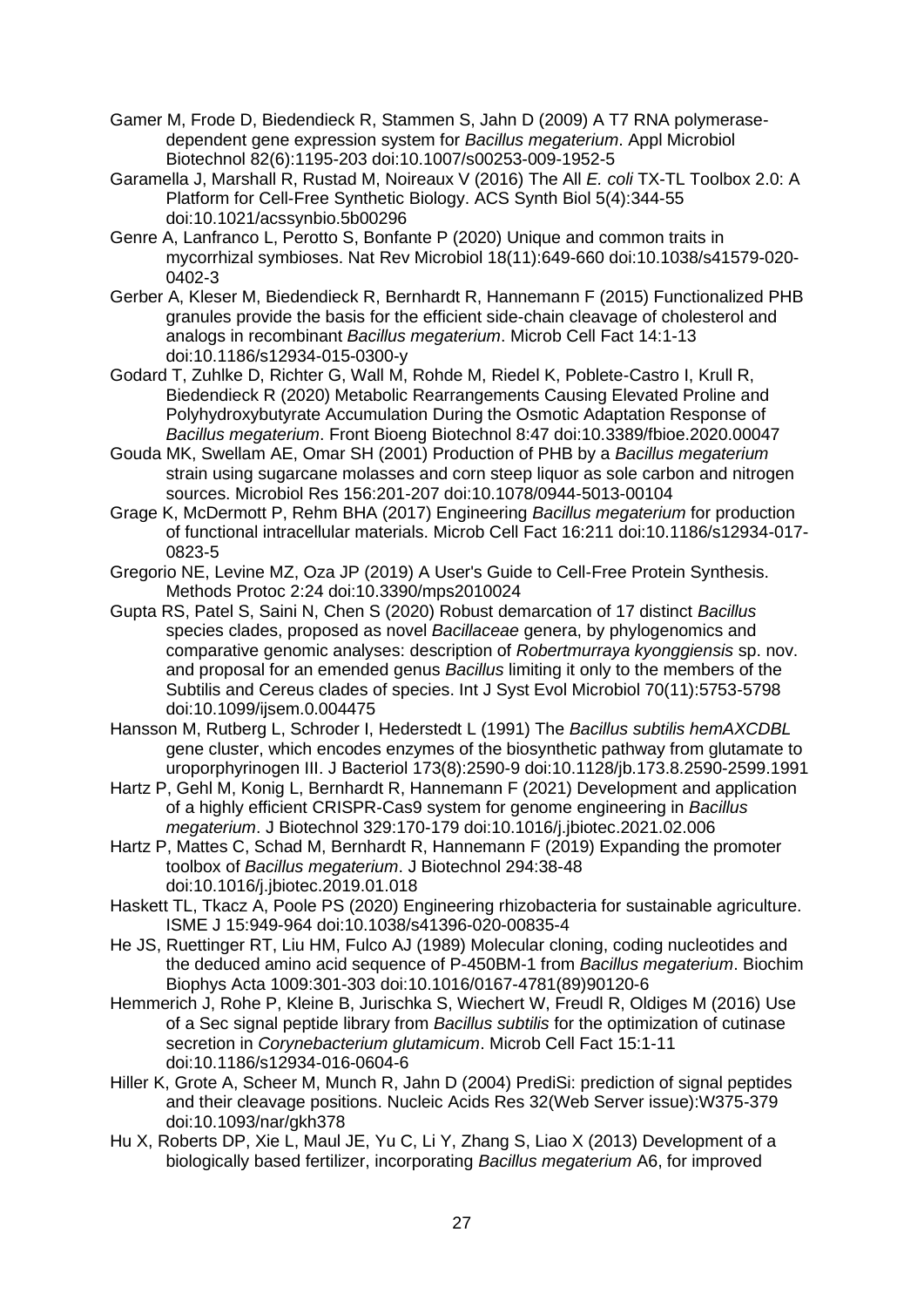Gamer M, Frode D, Biedendieck R, Stammen S, Jahn D (2009) A T7 RNA polymerase-dependent gene expression system for *Bacillus megaterium*. Appl Microbiol Biotechnol 82(6):1195-203 doi:10.1007/s00253-009-1952-5

Garamella J, Marshall R, Rustad M, Noireaux V (2016) The All *E. coli* TX-TL Toolbox 2.0: A Platform for Cell-Free Synthetic Biology. ACS Synth Biol 5(4):344-55 doi:10.1021/acssynbio.5b00296

Genre A, Lanfranco L, Perotto S, Bonfante P (2020) Unique and common traits in mycorrhizal symbioses. Nat Rev Microbiol 18(11):649-660 doi:10.1038/s41579-020-0402-3

Gerber A, Kleser M, Biedendieck R, Bernhardt R, Hannemann F (2015) Functionalized PHB granules provide the basis for the efficient side-chain cleavage of cholesterol and analogs in recombinant *Bacillus megaterium*. Microb Cell Fact 14:1-13 doi:10.1186/s12934-015-0300-y

Godard T, Zuhlke D, Richter G, Wall M, Rohde M, Riedel K, Poblete-Castro I, Krull R, Biedendieck R (2020) Metabolic Rearrangements Causing Elevated Proline and Polyhydroxybutyrate Accumulation During the Osmotic Adaptation Response of *Bacillus megaterium*. Front Bioeng Biotechnol 8:47 doi:10.3389/fbioe.2020.00047

Gouda MK, Swellam AE, Omar SH (2001) Production of PHB by a *Bacillus megaterium* strain using sugarcane molasses and corn steep liquor as sole carbon and nitrogen sources. Microbiol Res 156:201-207 doi:10.1078/0944-5013-00104

Grage K, McDermott P, Rehm BHA (2017) Engineering *Bacillus megaterium* for production of functional intracellular materials. Microb Cell Fact 16:211 doi:10.1186/s12934-017-0823-5

Gregorio NE, Levine MZ, Oza JP (2019) A User's Guide to Cell-Free Protein Synthesis. Methods Protoc 2:24 doi:10.3390/mps2010024

Gupta RS, Patel S, Saini N, Chen S (2020) Robust demarcation of 17 distinct *Bacillus* species clades, proposed as novel *Bacillaceae* genera, by phylogenomics and comparative genomic analyses: description of *Robertmurraya kyonggiensis* sp. nov. and proposal for an emended genus *Bacillus* limiting it only to the members of the Subtilis and Cereus clades of species. Int J Syst Evol Microbiol 70(11):5753-5798 doi:10.1099/ijsem.0.004475

Hansson M, Rutberg L, Schroder I, Hederstedt L (1991) The *Bacillus subtilis hemAXCDBL* gene cluster, which encodes enzymes of the biosynthetic pathway from glutamate to uroporphyrinogen III. J Bacteriol 173(8):2590-9 doi:10.1128/jb.173.8.2590-2599.1991

Hartz P, Gehl M, Konig L, Bernhardt R, Hannemann F (2021) Development and application of a highly efficient CRISPR-Cas9 system for genome engineering in *Bacillus megaterium*. J Biotechnol 329:170-179 doi:10.1016/j.jbiotec.2021.02.006

Hartz P, Mattes C, Schad M, Bernhardt R, Hannemann F (2019) Expanding the promoter toolbox of *Bacillus megaterium*. J Biotechnol 294:38-48 doi:10.1016/j.jbiotec.2019.01.018

Haskett TL, Tkacz A, Poole PS (2020) Engineering rhizobacteria for sustainable agriculture. ISME J 15:949-964 doi:10.1038/s41396-020-00835-4

He JS, Ruettinger RT, Liu HM, Fulco AJ (1989) Molecular cloning, coding nucleotides and the deduced amino acid sequence of P-450BM-1 from *Bacillus megaterium*. Biochim Biophys Acta 1009:301-303 doi:10.1016/0167-4781(89)90120-6

Hemmerich J, Rohe P, Kleine B, Jurischka S, Wiechert W, Freudl R, Oldiges M (2016) Use of a Sec signal peptide library from *Bacillus subtilis* for the optimization of cutinase secretion in *Corynebacterium glutamicum*. Microb Cell Fact 15:1-11 doi:10.1186/s12934-016-0604-6

Hiller K, Grote A, Scheer M, Munch R, Jahn D (2004) PrediSi: prediction of signal peptides and their cleavage positions. Nucleic Acids Res 32(Web Server issue):W375-379 doi:10.1093/nar/gkh378

Hu X, Roberts DP, Xie L, Maul JE, Yu C, Li Y, Zhang S, Liao X (2013) Development of a biologically based fertilizer, incorporating *Bacillus megaterium* A6, for improved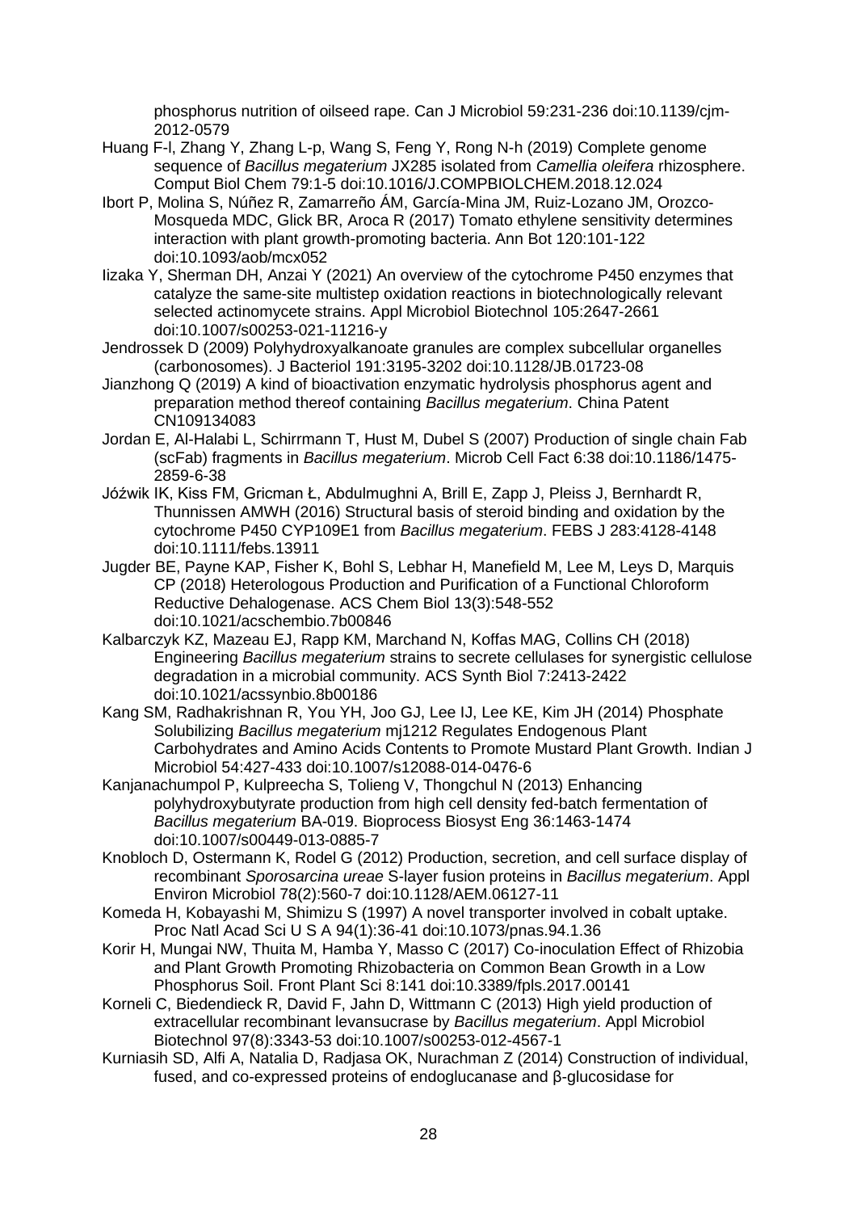phosphorus nutrition of oilseed rape. Can J Microbiol 59:231-236 doi:10.1139/cjm-2012-0579

Huang F-l, Zhang Y, Zhang L-p, Wang S, Feng Y, Rong N-h (2019) Complete genome sequence of *Bacillus megaterium* JX285 isolated from *Camellia oleifera* rhizosphere. Comput Biol Chem 79:1-5 doi:10.1016/J.COMPBIOLCHEM.2018.12.024

Ibort P, Molina S, Núñez R, Zamarreño ÁM, García-Mina JM, Ruiz-Lozano JM, Orozco-Mosqueda MDC, Glick BR, Aroca R (2017) Tomato ethylene sensitivity determines interaction with plant growth-promoting bacteria. Ann Bot 120:101-122 doi:10.1093/aob/mcx052

Iizaka Y, Sherman DH, Anzai Y (2021) An overview of the cytochrome P450 enzymes that catalyze the same-site multistep oxidation reactions in biotechnologically relevant selected actinomycete strains. Appl Microbiol Biotechnol 105:2647-2661 doi:10.1007/s00253-021-11216-y

Jendrossek D (2009) Polyhydroxyalkanoate granules are complex subcellular organelles (carbonosomes). J Bacteriol 191:3195-3202 doi:10.1128/JB.01723-08

Jianzhong Q (2019) A kind of bioactivation enzymatic hydrolysis phosphorus agent and preparation method thereof containing *Bacillus megaterium*. China Patent CN109134083

Jordan E, Al-Halabi L, Schirrmann T, Hust M, Dubel S (2007) Production of single chain Fab (scFab) fragments in *Bacillus megaterium*. Microb Cell Fact 6:38 doi:10.1186/1475-2859-6-38

Jóźwik IK, Kiss FM, Gricman Ł, Abdulmughni A, Brill E, Zapp J, Pleiss J, Bernhardt R, Thunnissen AMWH (2016) Structural basis of steroid binding and oxidation by the cytochrome P450 CYP109E1 from *Bacillus megaterium*. FEBS J 283:4128-4148 doi:10.1111/febs.13911

Jugder BE, Payne KAP, Fisher K, Bohl S, Lebhar H, Manefield M, Lee M, Leys D, Marquis CP (2018) Heterologous Production and Purification of a Functional Chloroform Reductive Dehalogenase. ACS Chem Biol 13(3):548-552 doi:10.1021/acschembio.7b00846

Kalbarczyk KZ, Mazeau EJ, Rapp KM, Marchand N, Koffas MAG, Collins CH (2018) Engineering *Bacillus megaterium* strains to secrete cellulases for synergistic cellulose degradation in a microbial community. ACS Synth Biol 7:2413-2422 doi:10.1021/acssynbio.8b00186

Kang SM, Radhakrishnan R, You YH, Joo GJ, Lee IJ, Lee KE, Kim JH (2014) Phosphate Solubilizing *Bacillus megaterium* mj1212 Regulates Endogenous Plant Carbohydrates and Amino Acids Contents to Promote Mustard Plant Growth. Indian J Microbiol 54:427-433 doi:10.1007/s12088-014-0476-6

Kanjanachumpol P, Kulpreecha S, Tolieng V, Thongchul N (2013) Enhancing polyhydroxybutyrate production from high cell density fed-batch fermentation of *Bacillus megaterium* BA-019. Bioprocess Biosyst Eng 36:1463-1474 doi:10.1007/s00449-013-0885-7

Knobloch D, Ostermann K, Rodel G (2012) Production, secretion, and cell surface display of recombinant *Sporosarcina ureae* S-layer fusion proteins in *Bacillus megaterium*. Appl Environ Microbiol 78(2):560-7 doi:10.1128/AEM.06127-11

Komeda H, Kobayashi M, Shimizu S (1997) A novel transporter involved in cobalt uptake. Proc Natl Acad Sci U S A 94(1):36-41 doi:10.1073/pnas.94.1.36

Korir H, Mungai NW, Thuita M, Hamba Y, Masso C (2017) Co-inoculation Effect of Rhizobia and Plant Growth Promoting Rhizobacteria on Common Bean Growth in a Low Phosphorus Soil. Front Plant Sci 8:141 doi:10.3389/fpls.2017.00141

Korneli C, Biedendieck R, David F, Jahn D, Wittmann C (2013) High yield production of extracellular recombinant levansucrase by *Bacillus megaterium*. Appl Microbiol Biotechnol 97(8):3343-53 doi:10.1007/s00253-012-4567-1

Kurniasih SD, Alfi A, Natalia D, Radjasa OK, Nurachman Z (2014) Construction of individual, fused, and co-expressed proteins of endoglucanase and β-glucosidase for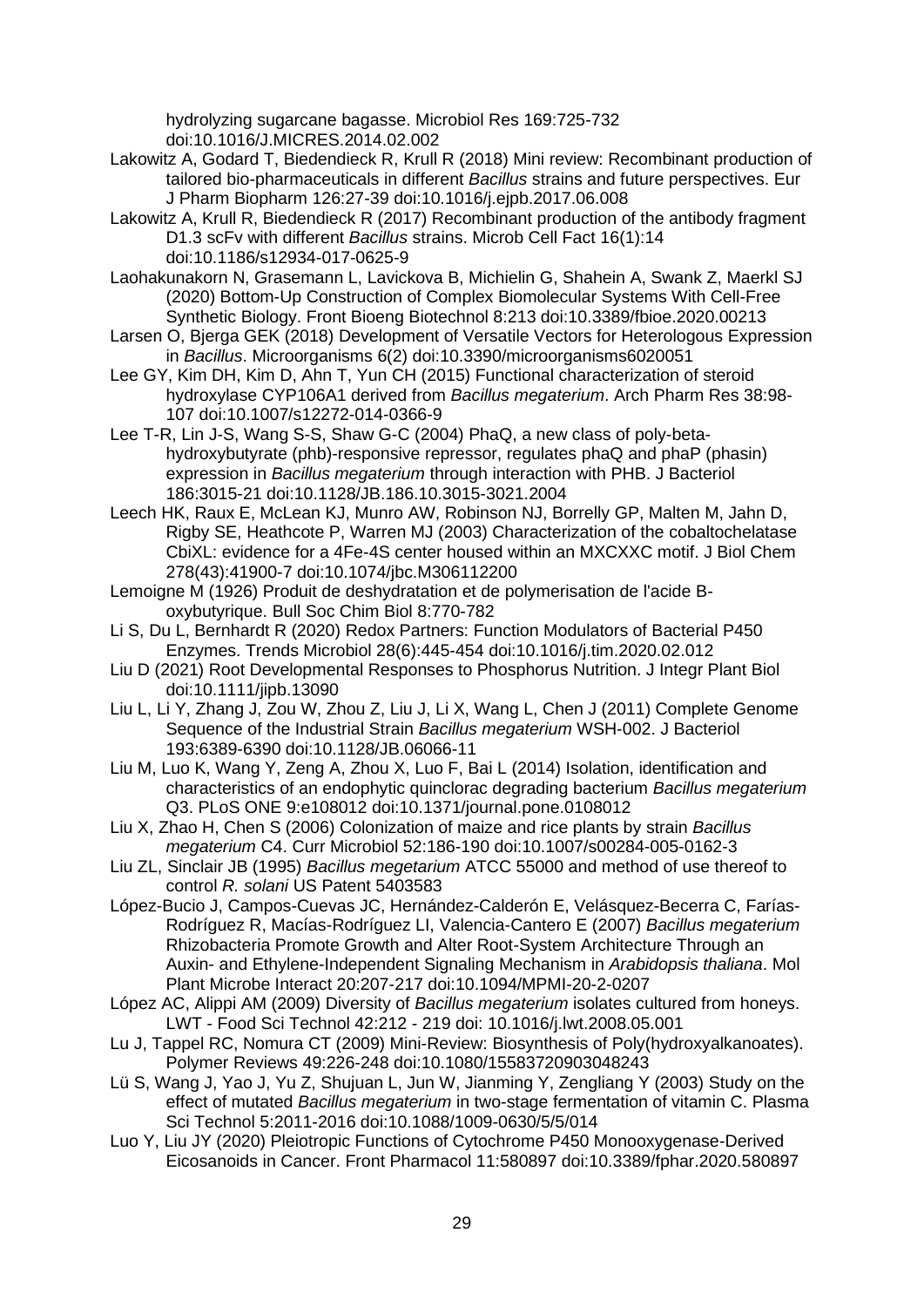hydrolyzing sugarcane bagasse. Microbiol Res 169:725-732 doi:10.1016/J.MICRES.2014.02.002

Lakowitz A, Godard T, Biedendieck R, Krull R (2018) Mini review: Recombinant production of tailored bio-pharmaceuticals in different *Bacillus* strains and future perspectives. Eur J Pharm Biopharm 126:27-39 doi:10.1016/j.ejpb.2017.06.008

Lakowitz A, Krull R, Biedendieck R (2017) Recombinant production of the antibody fragment D1.3 scFv with different *Bacillus* strains. Microb Cell Fact 16(1):14 doi:10.1186/s12934-017-0625-9

Laohakunakorn N, Grasemann L, Lavickova B, Michielin G, Shahein A, Swank Z, Maerkl SJ (2020) Bottom-Up Construction of Complex Biomolecular Systems With Cell-Free Synthetic Biology. Front Bioeng Biotechnol 8:213 doi:10.3389/fbioe.2020.00213

Larsen O, Bjerga GEK (2018) Development of Versatile Vectors for Heterologous Expression in *Bacillus*. Microorganisms 6(2) doi:10.3390/microorganisms6020051

Lee GY, Kim DH, Kim D, Ahn T, Yun CH (2015) Functional characterization of steroid hydroxylase CYP106A1 derived from *Bacillus megaterium*. Arch Pharm Res 38:98-107 doi:10.1007/s12272-014-0366-9

Lee T-R, Lin J-S, Wang S-S, Shaw G-C (2004) PhaQ, a new class of poly-beta-hydroxybutyrate (phb)-responsive repressor, regulates phaQ and phaP (phasin) expression in *Bacillus megaterium* through interaction with PHB. J Bacteriol 186:3015-21 doi:10.1128/JB.186.10.3015-3021.2004

Leech HK, Raux E, McLean KJ, Munro AW, Robinson NJ, Borrelly GP, Malten M, Jahn D, Rigby SE, Heathcote P, Warren MJ (2003) Characterization of the cobaltochelatase CbiXL: evidence for a 4Fe-4S center housed within an MXCXXC motif. J Biol Chem 278(43):41900-7 doi:10.1074/jbc.M306112200

Lemoigne M (1926) Produit de deshydratation et de polymerisation de l'acide B-oxybutyrique. Bull Soc Chim Biol 8:770-782

Li S, Du L, Bernhardt R (2020) Redox Partners: Function Modulators of Bacterial P450 Enzymes. Trends Microbiol 28(6):445-454 doi:10.1016/j.tim.2020.02.012

Liu D (2021) Root Developmental Responses to Phosphorus Nutrition. J Integr Plant Biol doi:10.1111/jipb.13090

Liu L, Li Y, Zhang J, Zou W, Zhou Z, Liu J, Li X, Wang L, Chen J (2011) Complete Genome Sequence of the Industrial Strain *Bacillus megaterium* WSH-002. J Bacteriol 193:6389-6390 doi:10.1128/JB.06066-11

Liu M, Luo K, Wang Y, Zeng A, Zhou X, Luo F, Bai L (2014) Isolation, identification and characteristics of an endophytic quinclorac degrading bacterium *Bacillus megaterium* Q3. PLoS ONE 9:e108012 doi:10.1371/journal.pone.0108012

Liu X, Zhao H, Chen S (2006) Colonization of maize and rice plants by strain *Bacillus megaterium* C4. Curr Microbiol 52:186-190 doi:10.1007/s00284-005-0162-3

Liu ZL, Sinclair JB (1995) *Bacillus megetarium* ATCC 55000 and method of use thereof to control *R. solani* US Patent 5403583

López-Bucio J, Campos-Cuevas JC, Hernández-Calderón E, Velásquez-Becerra C, Farías-Rodríguez R, Macías-Rodríguez LI, Valencia-Cantero E (2007) *Bacillus megaterium* Rhizobacteria Promote Growth and Alter Root-System Architecture Through an Auxin- and Ethylene-Independent Signaling Mechanism in *Arabidopsis thaliana*. Mol Plant Microbe Interact 20:207-217 doi:10.1094/MPMI-20-2-0207

López AC, Alippi AM (2009) Diversity of *Bacillus megaterium* isolates cultured from honeys. LWT - Food Sci Technol 42:212 - 219 doi: 10.1016/j.lwt.2008.05.001

Lu J, Tappel RC, Nomura CT (2009) Mini-Review: Biosynthesis of Poly(hydroxyalkanoates). Polymer Reviews 49:226-248 doi:10.1080/15583720903048243

Lü S, Wang J, Yao J, Yu Z, Shujuan L, Jun W, Jianming Y, Zengliang Y (2003) Study on the effect of mutated *Bacillus megaterium* in two-stage fermentation of vitamin C. Plasma Sci Technol 5:2011-2016 doi:10.1088/1009-0630/5/5/014

Luo Y, Liu JY (2020) Pleiotropic Functions of Cytochrome P450 Monooxygenase-Derived Eicosanoids in Cancer. Front Pharmacol 11:580897 doi:10.3389/fphar.2020.580897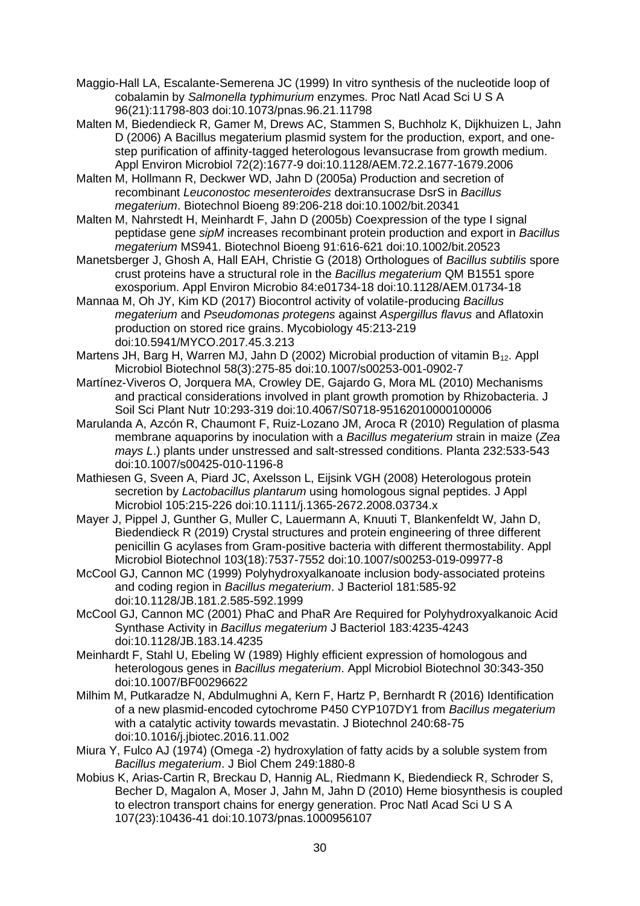Maggio-Hall LA, Escalante-Semerena JC (1999) In vitro synthesis of the nucleotide loop of cobalamin by *Salmonella typhimurium* enzymes. Proc Natl Acad Sci U S A 96(21):11798-803 doi:10.1073/pnas.96.21.11798

Malten M, Biedendieck R, Gamer M, Drews AC, Stammen S, Buchholz K, Dijkhuizen L, Jahn D (2006) A Bacillus megaterium plasmid system for the production, export, and one-step purification of affinity-tagged heterologous levansucrase from growth medium. Appl Environ Microbiol 72(2):1677-9 doi:10.1128/AEM.72.2.1677-1679.2006

Malten M, Hollmann R, Deckwer WD, Jahn D (2005a) Production and secretion of recombinant *Leuconostoc mesenteroides* dextransucrase DsrS in *Bacillus megaterium*. Biotechnol Bioeng 89:206-218 doi:10.1002/bit.20341

Malten M, Nahrstedt H, Meinhardt F, Jahn D (2005b) Coexpression of the type I signal peptidase gene *sipM* increases recombinant protein production and export in *Bacillus megaterium* MS941. Biotechnol Bioeng 91:616-621 doi:10.1002/bit.20523

Manetsberger J, Ghosh A, Hall EAH, Christie G (2018) Orthologues of *Bacillus subtilis* spore crust proteins have a structural role in the *Bacillus megaterium* QM B1551 spore exosporium. Appl Environ Microbio 84:e01734-18 doi:10.1128/AEM.01734-18

Mannaa M, Oh JY, Kim KD (2017) Biocontrol activity of volatile-producing *Bacillus megaterium* and *Pseudomonas protegens* against *Aspergillus flavus* and Aflatoxin production on stored rice grains. Mycobiology 45:213-219 doi:10.5941/MYCO.2017.45.3.213

Martens JH, Barg H, Warren MJ, Jahn D (2002) Microbial production of vitamin $B_{12}$. Appl Microbiol Biotechnol 58(3):275-85 doi:10.1007/s00253-001-0902-7

Martínez-Viveros O, Jorquera MA, Crowley DE, Gajardo G, Mora ML (2010) Mechanisms and practical considerations involved in plant growth promotion by Rhizobacteria. J Soil Sci Plant Nutr 10:293-319 doi:10.4067/S0718-95162010000100006

Marulanda A, Azcón R, Chaumont F, Ruiz-Lozano JM, Aroca R (2010) Regulation of plasma membrane aquaporins by inoculation with a *Bacillus megaterium* strain in maize (*Zea mays L*.) plants under unstressed and salt-stressed conditions. Planta 232:533-543 doi:10.1007/s00425-010-1196-8

Mathiesen G, Sveen A, Piard JC, Axelsson L, Eijsink VGH (2008) Heterologous protein secretion by *Lactobacillus plantarum* using homologous signal peptides. J Appl Microbiol 105:215-226 doi:10.1111/j.1365-2672.2008.03734.x

Mayer J, Pippel J, Gunther G, Muller C, Lauermann A, Knuuti T, Blankenfeldt W, Jahn D, Biedendieck R (2019) Crystal structures and protein engineering of three different penicillin G acylases from Gram-positive bacteria with different thermostability. Appl Microbiol Biotechnol 103(18):7537-7552 doi:10.1007/s00253-019-09977-8

McCool GJ, Cannon MC (1999) Polyhydroxyalkanoate inclusion body-associated proteins and coding region in *Bacillus megaterium*. J Bacteriol 181:585-92 doi:10.1128/JB.181.2.585-592.1999

McCool GJ, Cannon MC (2001) PhaC and PhaR Are Required for Polyhydroxyalkanoic Acid Synthase Activity in *Bacillus megaterium* J Bacteriol 183:4235-4243 doi:10.1128/JB.183.14.4235

Meinhardt F, Stahl U, Ebeling W (1989) Highly efficient expression of homologous and heterologous genes in *Bacillus megaterium*. Appl Microbiol Biotechnol 30:343-350 doi:10.1007/BF00296622

Milhim M, Putkaradze N, Abdulmughni A, Kern F, Hartz P, Bernhardt R (2016) Identification of a new plasmid-encoded cytochrome P450 CYP107DY1 from *Bacillus megaterium* with a catalytic activity towards mevastatin. J Biotechnol 240:68-75 doi:10.1016/j.jbiotec.2016.11.002

Miura Y, Fulco AJ (1974) (Omega -2) hydroxylation of fatty acids by a soluble system from *Bacillus megaterium*. J Biol Chem 249:1880-8

Mobius K, Arias-Cartin R, Breckau D, Hannig AL, Riedmann K, Biedendieck R, Schroder S, Becher D, Magalon A, Moser J, Jahn M, Jahn D (2010) Heme biosynthesis is coupled to electron transport chains for energy generation. Proc Natl Acad Sci U S A 107(23):10436-41 doi:10.1073/pnas.1000956107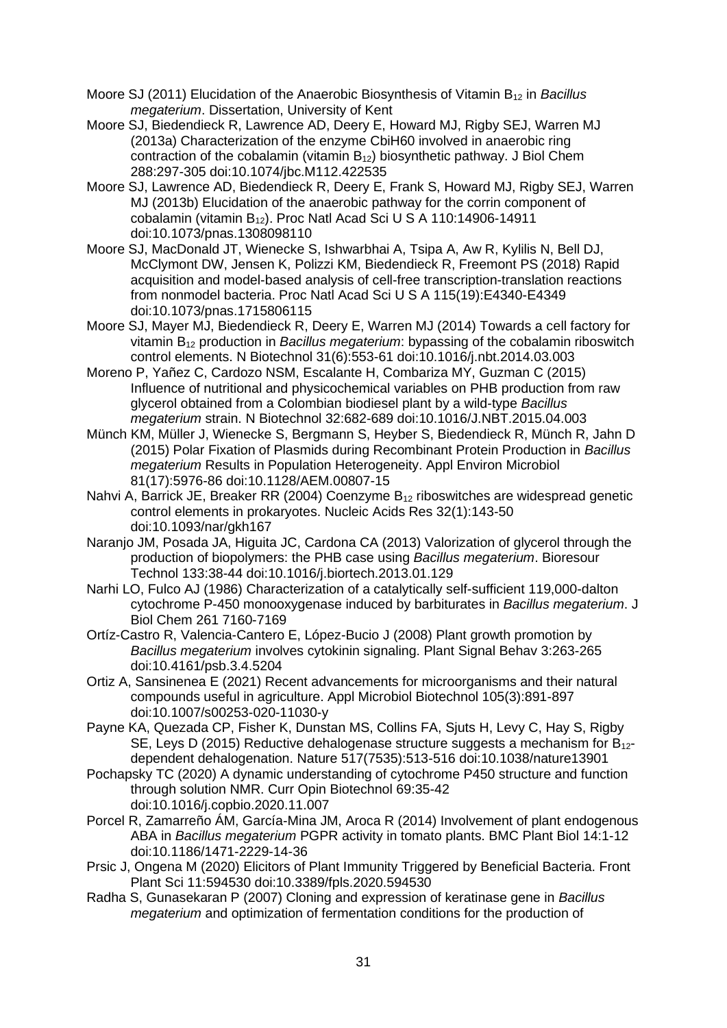Moore SJ (2011) Elucidation of the Anaerobic Biosynthesis of Vitamin $B_{12}$ in *Bacillus megaterium*. Dissertation, University of Kent

Moore SJ, Biedendieck R, Lawrence AD, Deery E, Howard MJ, Rigby SEJ, Warren MJ (2013a) Characterization of the enzyme CbiH60 involved in anaerobic ring contraction of the cobalamin (vitamin $B_{12}$) biosynthetic pathway. J Biol Chem 288:297-305 doi:10.1074/jbc.M112.422535

Moore SJ, Lawrence AD, Biedendieck R, Deery E, Frank S, Howard MJ, Rigby SEJ, Warren MJ (2013b) Elucidation of the anaerobic pathway for the corrin component of cobalamin (vitamin $B_{12}$). Proc Natl Acad Sci U S A 110:14906-14911 doi:10.1073/pnas.1308098110

Moore SJ, MacDonald JT, Wienecke S, Ishwarbhai A, Tsipa A, Aw R, Kylilis N, Bell DJ, McClymont DW, Jensen K, Polizzi KM, Biedendieck R, Freemont PS (2018) Rapid acquisition and model-based analysis of cell-free transcription-translation reactions from nonmodel bacteria. Proc Natl Acad Sci U S A 115(19):E4340-E4349 doi:10.1073/pnas.1715806115

Moore SJ, Mayer MJ, Biedendieck R, Deery E, Warren MJ (2014) Towards a cell factory for vitamin $B_{12}$ production in *Bacillus megaterium*: bypassing of the cobalamin riboswitch control elements. N Biotechnol 31(6):553-61 doi:10.1016/j.nbt.2014.03.003

Moreno P, Yañez C, Cardozo NSM, Escalante H, Combariza MY, Guzman C (2015) Influence of nutritional and physicochemical variables on PHB production from raw glycerol obtained from a Colombian biodiesel plant by a wild-type *Bacillus megaterium* strain. N Biotechnol 32:682-689 doi:10.1016/J.NBT.2015.04.003

Münch KM, Müller J, Wienecke S, Bergmann S, Heyber S, Biedendieck R, Münch R, Jahn D (2015) Polar Fixation of Plasmids during Recombinant Protein Production in *Bacillus megaterium* Results in Population Heterogeneity. Appl Environ Microbiol 81(17):5976-86 doi:10.1128/AEM.00807-15

Nahvi A, Barrick JE, Breaker RR (2004) Coenzyme $B_{12}$ riboswitches are widespread genetic control elements in prokaryotes. Nucleic Acids Res 32(1):143-50 doi:10.1093/nar/gkh167

Naranjo JM, Posada JA, Higuita JC, Cardona CA (2013) Valorization of glycerol through the production of biopolymers: the PHB case using *Bacillus megaterium*. Bioresour Technol 133:38-44 doi:10.1016/j.biortech.2013.01.129

Narhi LO, Fulco AJ (1986) Characterization of a catalytically self-sufficient 119,000-dalton cytochrome P-450 monooxygenase induced by barbiturates in *Bacillus megaterium*. J Biol Chem 261 7160-7169

Ortíz-Castro R, Valencia-Cantero E, López-Bucio J (2008) Plant growth promotion by *Bacillus megaterium* involves cytokinin signaling. Plant Signal Behav 3:263-265 doi:10.4161/psb.3.4.5204

Ortiz A, Sansinenea E (2021) Recent advancements for microorganisms and their natural compounds useful in agriculture. Appl Microbiol Biotechnol 105(3):891-897 doi:10.1007/s00253-020-11030-y

Payne KA, Quezada CP, Fisher K, Dunstan MS, Collins FA, Sjuts H, Levy C, Hay S, Rigby SE, Leys D (2015) Reductive dehalogenase structure suggests a mechanism for $B_{12}$-dependent dehalogenation. Nature 517(7535):513-516 doi:10.1038/nature13901

Pochapsky TC (2020) A dynamic understanding of cytochrome P450 structure and function through solution NMR. Curr Opin Biotechnol 69:35-42 doi:10.1016/j.copbio.2020.11.007

Porcel R, Zamarreño ÁM, García-Mina JM, Aroca R (2014) Involvement of plant endogenous ABA in *Bacillus megaterium* PGPR activity in tomato plants. BMC Plant Biol 14:1-12 doi:10.1186/1471-2229-14-36

Prsic J, Ongena M (2020) Elicitors of Plant Immunity Triggered by Beneficial Bacteria. Front Plant Sci 11:594530 doi:10.3389/fpls.2020.594530

Radha S, Gunasekaran P (2007) Cloning and expression of keratinase gene in *Bacillus megaterium* and optimization of fermentation conditions for the production of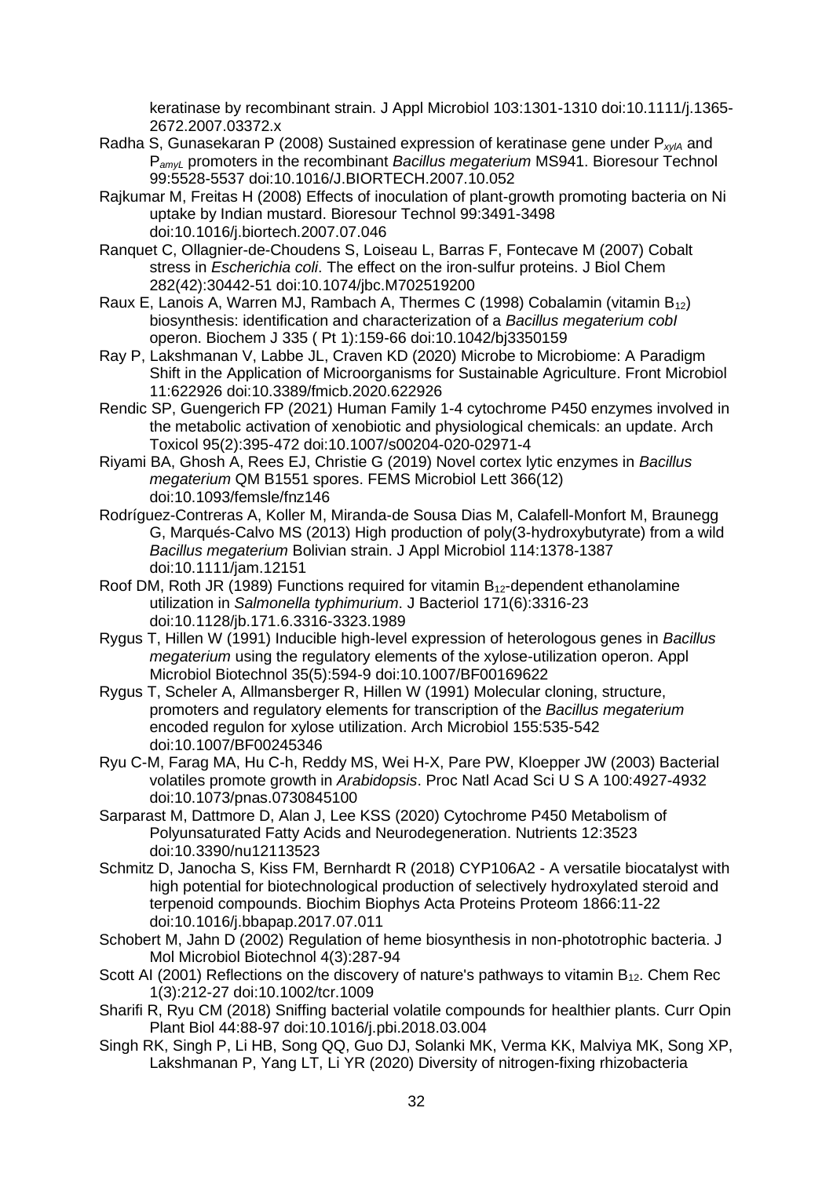keratinase by recombinant strain. J Appl Microbiol 103:1301-1310 doi:10.1111/j.1365-2672.2007.03372.x

Radha S, Gunasekaran P (2008) Sustained expression of keratinase gene under $P_{xylA}$ and $P_{amyL}$ promoters in the recombinant *Bacillus megaterium* MS941. Bioresour Technol 99:5528-5537 doi:10.1016/J.BIORTECH.2007.10.052

Rajkumar M, Freitas H (2008) Effects of inoculation of plant-growth promoting bacteria on Ni uptake by Indian mustard. Bioresour Technol 99:3491-3498 doi:10.1016/j.biortech.2007.07.046

Ranquet C, Ollagnier-de-Choudens S, Loiseau L, Barras F, Fontecave M (2007) Cobalt stress in *Escherichia coli*. The effect on the iron-sulfur proteins. J Biol Chem 282(42):30442-51 doi:10.1074/jbc.M702519200

Raux E, Lanois A, Warren MJ, Rambach A, Thermes C (1998) Cobalamin (vitamin $B_{12}$) biosynthesis: identification and characterization of a *Bacillus megaterium cobI* operon. Biochem J 335 ( Pt 1):159-66 doi:10.1042/bj3350159

Ray P, Lakshmanan V, Labbe JL, Craven KD (2020) Microbe to Microbiome: A Paradigm Shift in the Application of Microorganisms for Sustainable Agriculture. Front Microbiol 11:622926 doi:10.3389/fmicb.2020.622926

Rendic SP, Guengerich FP (2021) Human Family 1-4 cytochrome P450 enzymes involved in the metabolic activation of xenobiotic and physiological chemicals: an update. Arch Toxicol 95(2):395-472 doi:10.1007/s00204-020-02971-4

Riyami BA, Ghosh A, Rees EJ, Christie G (2019) Novel cortex lytic enzymes in *Bacillus megaterium* QM B1551 spores. FEMS Microbiol Lett 366(12) doi:10.1093/femsle/fnz146

Rodríguez-Contreras A, Koller M, Miranda-de Sousa Dias M, Calafell-Monfort M, Braunegg G, Marqués-Calvo MS (2013) High production of poly(3-hydroxybutyrate) from a wild *Bacillus megaterium* Bolivian strain. J Appl Microbiol 114:1378-1387 doi:10.1111/jam.12151

Roof DM, Roth JR (1989) Functions required for vitamin $B_{12}$-dependent ethanolamine utilization in *Salmonella typhimurium*. J Bacteriol 171(6):3316-23 doi:10.1128/jb.171.6.3316-3323.1989

Rygus T, Hillen W (1991) Inducible high-level expression of heterologous genes in *Bacillus megaterium* using the regulatory elements of the xylose-utilization operon. Appl Microbiol Biotechnol 35(5):594-9 doi:10.1007/BF00169622

Rygus T, Scheler A, Allmansberger R, Hillen W (1991) Molecular cloning, structure, promoters and regulatory elements for transcription of the *Bacillus megaterium* encoded regulon for xylose utilization. Arch Microbiol 155:535-542 doi:10.1007/BF00245346

Ryu C-M, Farag MA, Hu C-h, Reddy MS, Wei H-X, Pare PW, Kloepper JW (2003) Bacterial volatiles promote growth in *Arabidopsis*. Proc Natl Acad Sci U S A 100:4927-4932 doi:10.1073/pnas.0730845100

Sarparast M, Dattmore D, Alan J, Lee KSS (2020) Cytochrome P450 Metabolism of Polyunsaturated Fatty Acids and Neurodegeneration. Nutrients 12:3523 doi:10.3390/nu12113523

Schmitz D, Janocha S, Kiss FM, Bernhardt R (2018) CYP106A2 - A versatile biocatalyst with high potential for biotechnological production of selectively hydroxylated steroid and terpenoid compounds. Biochim Biophys Acta Proteins Proteom 1866:11-22 doi:10.1016/j.bbapap.2017.07.011

Schobert M, Jahn D (2002) Regulation of heme biosynthesis in non-phototrophic bacteria. J Mol Microbiol Biotechnol 4(3):287-94

Scott AI (2001) Reflections on the discovery of nature's pathways to vitamin $B_{12}$. Chem Rec 1(3):212-27 doi:10.1002/tcr.1009

Sharifi R, Ryu CM (2018) Sniffing bacterial volatile compounds for healthier plants. Curr Opin Plant Biol 44:88-97 doi:10.1016/j.pbi.2018.03.004

Singh RK, Singh P, Li HB, Song QQ, Guo DJ, Solanki MK, Verma KK, Malviya MK, Song XP, Lakshmanan P, Yang LT, Li YR (2020) Diversity of nitrogen-fixing rhizobacteria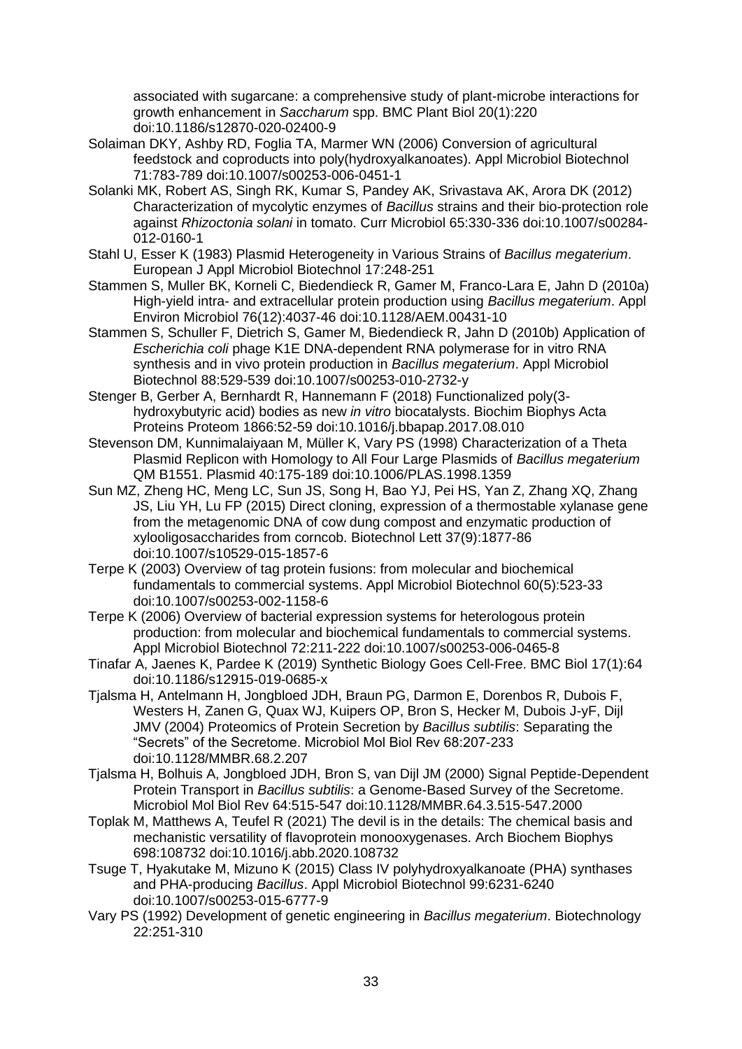associated with sugarcane: a comprehensive study of plant-microbe interactions for growth enhancement in *Saccharum* spp. BMC Plant Biol 20(1):220 doi:10.1186/s12870-020-02400-9

Solaiman DKY, Ashby RD, Foglia TA, Marmer WN (2006) Conversion of agricultural feedstock and coproducts into poly(hydroxyalkanoates). Appl Microbiol Biotechnol 71:783-789 doi:10.1007/s00253-006-0451-1

Solanki MK, Robert AS, Singh RK, Kumar S, Pandey AK, Srivastava AK, Arora DK (2012) Characterization of mycolytic enzymes of *Bacillus* strains and their bio-protection role against *Rhizoctonia solani* in tomato. Curr Microbiol 65:330-336 doi:10.1007/s00284-012-0160-1

Stahl U, Esser K (1983) Plasmid Heterogeneity in Various Strains of *Bacillus megaterium*. European J Appl Microbiol Biotechnol 17:248-251

Stammen S, Muller BK, Korneli C, Biedendieck R, Gamer M, Franco-Lara E, Jahn D (2010a) High-yield intra- and extracellular protein production using *Bacillus megaterium*. Appl Environ Microbiol 76(12):4037-46 doi:10.1128/AEM.00431-10

Stammen S, Schuller F, Dietrich S, Gamer M, Biedendieck R, Jahn D (2010b) Application of *Escherichia coli* phage K1E DNA-dependent RNA polymerase for in vitro RNA synthesis and in vivo protein production in *Bacillus megaterium*. Appl Microbiol Biotechnol 88:529-539 doi:10.1007/s00253-010-2732-y

Stenger B, Gerber A, Bernhardt R, Hannemann F (2018) Functionalized poly(3-hydroxybutyric acid) bodies as new *in vitro* biocatalysts. Biochim Biophys Acta Proteins Proteom 1866:52-59 doi:10.1016/j.bbapap.2017.08.010

Stevenson DM, Kunnimalaiyaan M, Müller K, Vary PS (1998) Characterization of a Theta Plasmid Replicon with Homology to All Four Large Plasmids of *Bacillus megaterium* QM B1551. Plasmid 40:175-189 doi:10.1006/PLAS.1998.1359

Sun MZ, Zheng HC, Meng LC, Sun JS, Song H, Bao YJ, Pei HS, Yan Z, Zhang XQ, Zhang JS, Liu YH, Lu FP (2015) Direct cloning, expression of a thermostable xylanase gene from the metagenomic DNA of cow dung compost and enzymatic production of xylooligosaccharides from corncob. Biotechnol Lett 37(9):1877-86 doi:10.1007/s10529-015-1857-6

Terpe K (2003) Overview of tag protein fusions: from molecular and biochemical fundamentals to commercial systems. Appl Microbiol Biotechnol 60(5):523-33 doi:10.1007/s00253-002-1158-6

Terpe K (2006) Overview of bacterial expression systems for heterologous protein production: from molecular and biochemical fundamentals to commercial systems. Appl Microbiol Biotechnol 72:211-222 doi:10.1007/s00253-006-0465-8

Tinafar A, Jaenes K, Pardee K (2019) Synthetic Biology Goes Cell-Free. BMC Biol 17(1):64 doi:10.1186/s12915-019-0685-x

Tjalsma H, Antelmann H, Jongbloed JDH, Braun PG, Darmon E, Dorenbos R, Dubois F, Westers H, Zanen G, Quax WJ, Kuipers OP, Bron S, Hecker M, Dubois J-yF, Dijl JMV (2004) Proteomics of Protein Secretion by *Bacillus subtilis*: Separating the "Secrets" of the Secretome. Microbiol Mol Biol Rev 68:207-233 doi:10.1128/MMBR.68.2.207

Tjalsma H, Bolhuis A, Jongbloed JDH, Bron S, van Dijl JM (2000) Signal Peptide-Dependent Protein Transport in *Bacillus subtilis*: a Genome-Based Survey of the Secretome. Microbiol Mol Biol Rev 64:515-547 doi:10.1128/MMBR.64.3.515-547.2000

Toplak M, Matthews A, Teufel R (2021) The devil is in the details: The chemical basis and mechanistic versatility of flavoprotein monooxygenases. Arch Biochem Biophys 698:108732 doi:10.1016/j.abb.2020.108732

Tsuge T, Hyakutake M, Mizuno K (2015) Class IV polyhydroxyalkanoate (PHA) synthases and PHA-producing *Bacillus*. Appl Microbiol Biotechnol 99:6231-6240 doi:10.1007/s00253-015-6777-9

Vary PS (1992) Development of genetic engineering in *Bacillus megaterium*. Biotechnology 22:251-310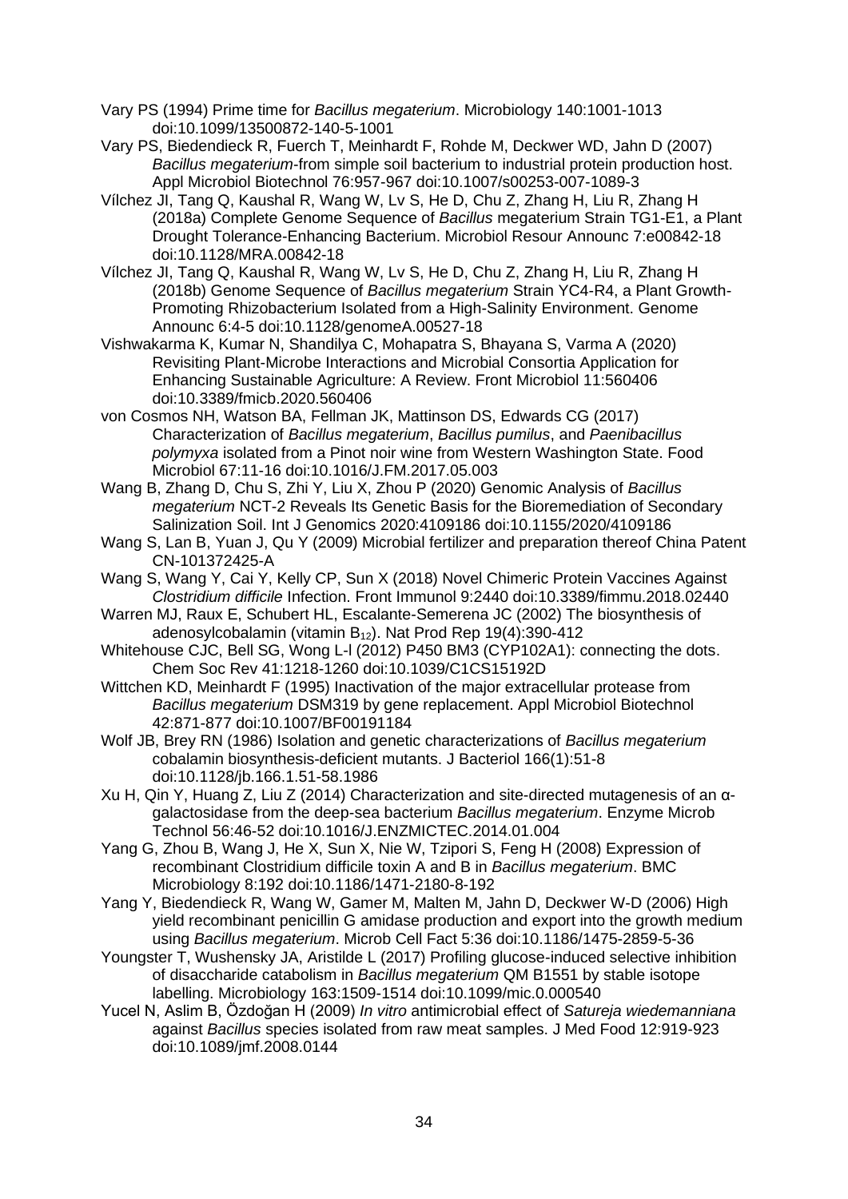Vary PS (1994) Prime time for *Bacillus megaterium*. Microbiology 140:1001-1013 doi:10.1099/13500872-140-5-1001

Vary PS, Biedendieck R, Fuerch T, Meinhardt F, Rohde M, Deckwer WD, Jahn D (2007) *Bacillus megaterium*-from simple soil bacterium to industrial protein production host. Appl Microbiol Biotechnol 76:957-967 doi:10.1007/s00253-007-1089-3

Vílchez JI, Tang Q, Kaushal R, Wang W, Lv S, He D, Chu Z, Zhang H, Liu R, Zhang H (2018a) Complete Genome Sequence of *Bacillus* megaterium Strain TG1-E1, a Plant Drought Tolerance-Enhancing Bacterium. Microbiol Resour Announc 7:e00842-18 doi:10.1128/MRA.00842-18

Vílchez JI, Tang Q, Kaushal R, Wang W, Lv S, He D, Chu Z, Zhang H, Liu R, Zhang H (2018b) Genome Sequence of *Bacillus megaterium* Strain YC4-R4, a Plant Growth-Promoting Rhizobacterium Isolated from a High-Salinity Environment. Genome Announc 6:4-5 doi:10.1128/genomeA.00527-18

Vishwakarma K, Kumar N, Shandilya C, Mohapatra S, Bhayana S, Varma A (2020) Revisiting Plant-Microbe Interactions and Microbial Consortia Application for Enhancing Sustainable Agriculture: A Review. Front Microbiol 11:560406 doi:10.3389/fmicb.2020.560406

von Cosmos NH, Watson BA, Fellman JK, Mattinson DS, Edwards CG (2017) Characterization of *Bacillus megaterium*, *Bacillus pumilus*, and *Paenibacillus polymyxa* isolated from a Pinot noir wine from Western Washington State. Food Microbiol 67:11-16 doi:10.1016/J.FM.2017.05.003

Wang B, Zhang D, Chu S, Zhi Y, Liu X, Zhou P (2020) Genomic Analysis of *Bacillus megaterium* NCT-2 Reveals Its Genetic Basis for the Bioremediation of Secondary Salinization Soil. Int J Genomics 2020:4109186 doi:10.1155/2020/4109186

Wang S, Lan B, Yuan J, Qu Y (2009) Microbial fertilizer and preparation thereof China Patent CN-101372425-A

Wang S, Wang Y, Cai Y, Kelly CP, Sun X (2018) Novel Chimeric Protein Vaccines Against *Clostridium difficile* Infection. Front Immunol 9:2440 doi:10.3389/fimmu.2018.02440

Warren MJ, Raux E, Schubert HL, Escalante-Semerena JC (2002) The biosynthesis of adenosylcobalamin (vitamin $B_{12}$). Nat Prod Rep 19(4):390-412

Whitehouse CJC, Bell SG, Wong L-l (2012) P450 BM3 (CYP102A1): connecting the dots. Chem Soc Rev 41:1218-1260 doi:10.1039/C1CS15192D

Wittchen KD, Meinhardt F (1995) Inactivation of the major extracellular protease from *Bacillus megaterium* DSM319 by gene replacement. Appl Microbiol Biotechnol 42:871-877 doi:10.1007/BF00191184

Wolf JB, Brey RN (1986) Isolation and genetic characterizations of *Bacillus megaterium* cobalamin biosynthesis-deficient mutants. J Bacteriol 166(1):51-8 doi:10.1128/jb.166.1.51-58.1986

Xu H, Qin Y, Huang Z, Liu Z (2014) Characterization and site-directed mutagenesis of an α-galactosidase from the deep-sea bacterium *Bacillus megaterium*. Enzyme Microb Technol 56:46-52 doi:10.1016/J.ENZMICTEC.2014.01.004

Yang G, Zhou B, Wang J, He X, Sun X, Nie W, Tzipori S, Feng H (2008) Expression of recombinant Clostridium difficile toxin A and B in *Bacillus megaterium*. BMC Microbiology 8:192 doi:10.1186/1471-2180-8-192

Yang Y, Biedendieck R, Wang W, Gamer M, Malten M, Jahn D, Deckwer W-D (2006) High yield recombinant penicillin G amidase production and export into the growth medium using *Bacillus megaterium*. Microb Cell Fact 5:36 doi:10.1186/1475-2859-5-36

Youngster T, Wushensky JA, Aristilde L (2017) Profiling glucose-induced selective inhibition of disaccharide catabolism in *Bacillus megaterium* QM B1551 by stable isotope labelling. Microbiology 163:1509-1514 doi:10.1099/mic.0.000540

Yucel N, Aslim B, Özdoğan H (2009) *In vitro* antimicrobial effect of *Satureja wiedemanniana* against *Bacillus* species isolated from raw meat samples. J Med Food 12:919-923 doi:10.1089/jmf.2008.0144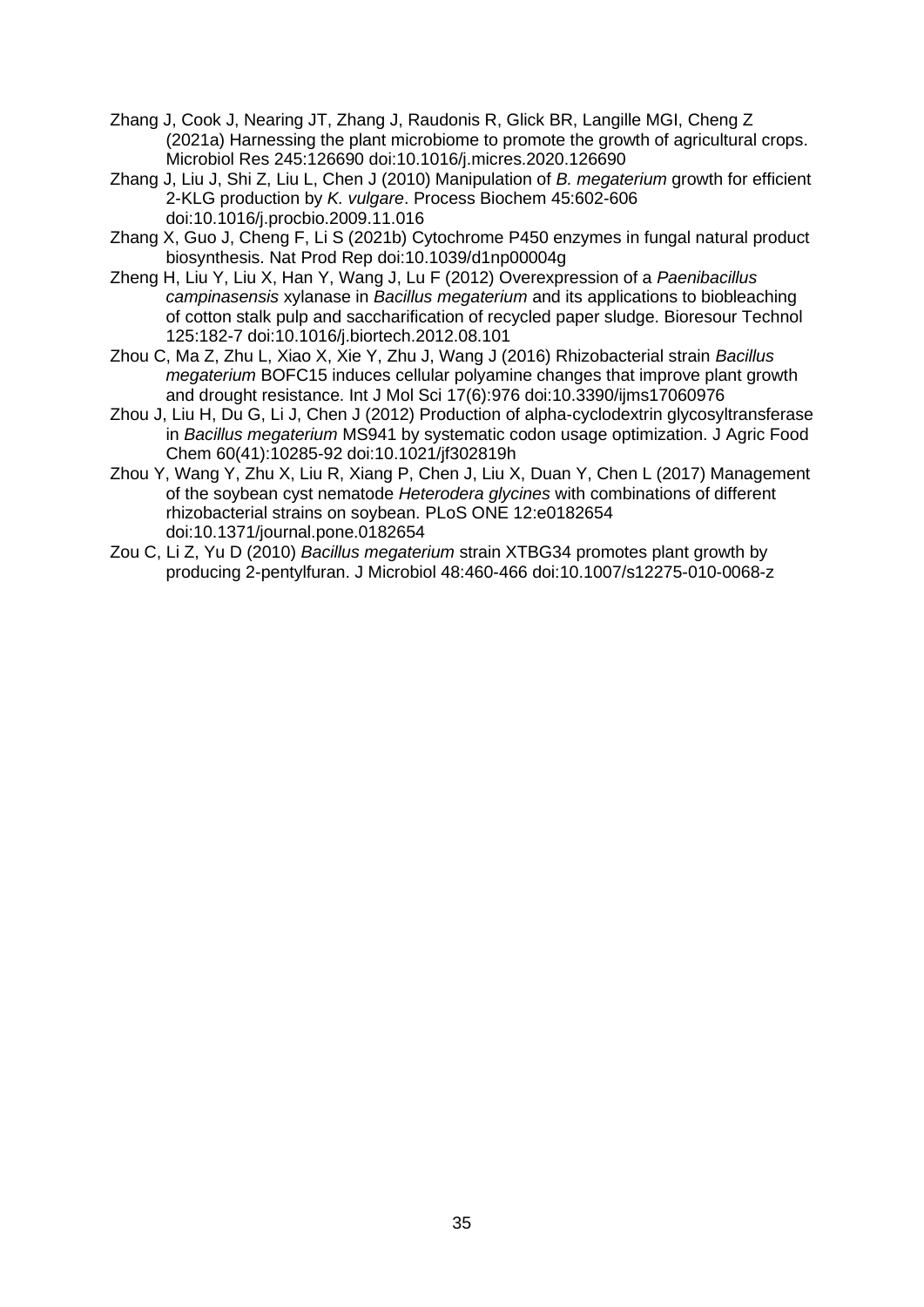Zhang J, Cook J, Nearing JT, Zhang J, Raudonis R, Glick BR, Langille MGI, Cheng Z (2021a) Harnessing the plant microbiome to promote the growth of agricultural crops. Microbiol Res 245:126690 doi:10.1016/j.micres.2020.126690

Zhang J, Liu J, Shi Z, Liu L, Chen J (2010) Manipulation of *B. megaterium* growth for efficient 2-KLG production by *K. vulgare*. Process Biochem 45:602-606 doi:10.1016/j.procbio.2009.11.016

Zhang X, Guo J, Cheng F, Li S (2021b) Cytochrome P450 enzymes in fungal natural product biosynthesis. Nat Prod Rep doi:10.1039/d1np00004g

Zheng H, Liu Y, Liu X, Han Y, Wang J, Lu F (2012) Overexpression of a *Paenibacillus campinasensis* xylanase in *Bacillus megaterium* and its applications to biobleaching of cotton stalk pulp and saccharification of recycled paper sludge. Bioresour Technol 125:182-7 doi:10.1016/j.biortech.2012.08.101

Zhou C, Ma Z, Zhu L, Xiao X, Xie Y, Zhu J, Wang J (2016) Rhizobacterial strain *Bacillus megaterium* BOFC15 induces cellular polyamine changes that improve plant growth and drought resistance. Int J Mol Sci 17(6):976 doi:10.3390/ijms17060976

Zhou J, Liu H, Du G, Li J, Chen J (2012) Production of alpha-cyclodextrin glycosyltransferase in *Bacillus megaterium* MS941 by systematic codon usage optimization. J Agric Food Chem 60(41):10285-92 doi:10.1021/jf302819h

Zhou Y, Wang Y, Zhu X, Liu R, Xiang P, Chen J, Liu X, Duan Y, Chen L (2017) Management of the soybean cyst nematode *Heterodera glycines* with combinations of different rhizobacterial strains on soybean. PLoS ONE 12:e0182654 doi:10.1371/journal.pone.0182654

Zou C, Li Z, Yu D (2010) *Bacillus megaterium* strain XTBG34 promotes plant growth by producing 2-pentylfuran. J Microbiol 48:460-466 doi:10.1007/s12275-010-0068-z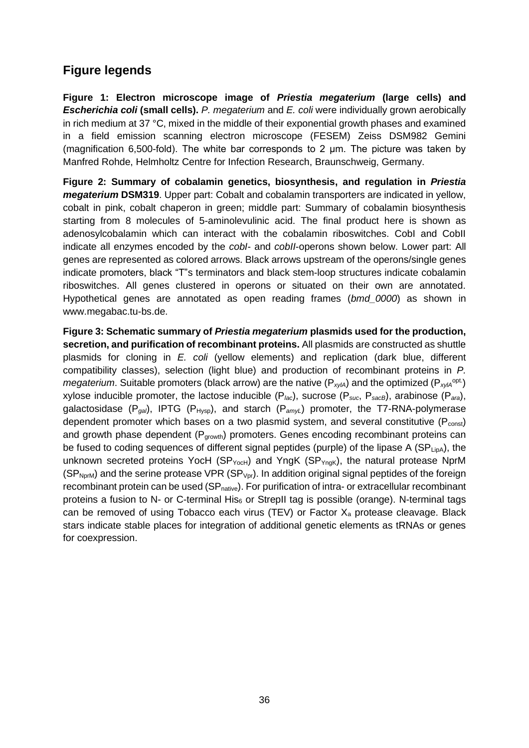## Figure legends

**Figure 1: Electron microscope image of *Priestia megaterium* (large cells) and *Escherichia coli* (small cells).** *P. megaterium* and *E. coli* were individually grown aerobically in rich medium at 37 °C, mixed in the middle of their exponential growth phases and examined in a field emission scanning electron microscope (FESEM) Zeiss DSM982 Gemini (magnification 6,500-fold). The white bar corresponds to 2 µm. The picture was taken by Manfred Rohde, Helmholtz Centre for Infection Research, Braunschweig, Germany.

**Figure 2: Summary of cobalamin genetics, biosynthesis, and regulation in *Priestia megaterium* DSM319**. Upper part: Cobalt and cobalamin transporters are indicated in yellow, cobalt in pink, cobalt chaperon in green; middle part: Summary of cobalamin biosynthesis starting from 8 molecules of 5-aminolevulinic acid. The final product here is shown as adenosylcobalamin which can interact with the cobalamin riboswitches. CobI and CobII indicate all enzymes encoded by the *cobI*- and *cobII*-operons shown below. Lower part: All genes are represented as colored arrows. Black arrows upstream of the operons/single genes indicate promoters, black "T"s terminators and black stem-loop structures indicate cobalamin riboswitches. All genes clustered in operons or situated on their own are annotated. Hypothetical genes are annotated as open reading frames (*bmd_0000*) as shown in www.megabac.tu-bs.de.

**Figure 3: Schematic summary of *Priestia megaterium* plasmids used for the production, secretion, and purification of recombinant proteins.** All plasmids are constructed as shuttle plasmids for cloning in *E. coli* (yellow elements) and replication (dark blue, different compatibility classes), selection (light blue) and production of recombinant proteins in *P. megaterium*. Suitable promoters (black arrow) are the native ($P_{xylA}$) and the optimized ($P_{xylA}^{opt.}$) xylose inducible promoter, the lactose inducible ($P_{lac}$), sucrose ($P_{suc}$, $P_{sacB}$), arabinose ($P_{ara}$), galactosidase ($P_{gal}$), IPTG ($P_{Hysp}$), and starch ($P_{amyL}$) promoter, the T7-RNA-polymerase dependent promoter which bases on a two plasmid system, and several constitutive ($P_{const}$) and growth phase dependent ($P_{growth}$) promoters. Genes encoding recombinant proteins can be fused to coding sequences of different signal peptides (purple) of the lipase A ($SP_{LipA}$), the unknown secreted proteins YocH ($SP_{YocH}$) and YngK ($SP_{YngK}$), the natural protease NprM ($SP_{NprM}$) and the serine protease VPR ($SP_{Vpr}$). In addition original signal peptides of the foreign recombinant protein can be used ($SP_{native}$). For purification of intra- or extracellular recombinant proteins a fusion to N- or C-terminal $His_6$ or StrepII tag is possible (orange). N-terminal tags can be removed of using Tobacco each virus (TEV) or Factor $X_a$ protease cleavage. Black stars indicate stable places for integration of additional genetic elements as tRNAs or genes for coexpression.